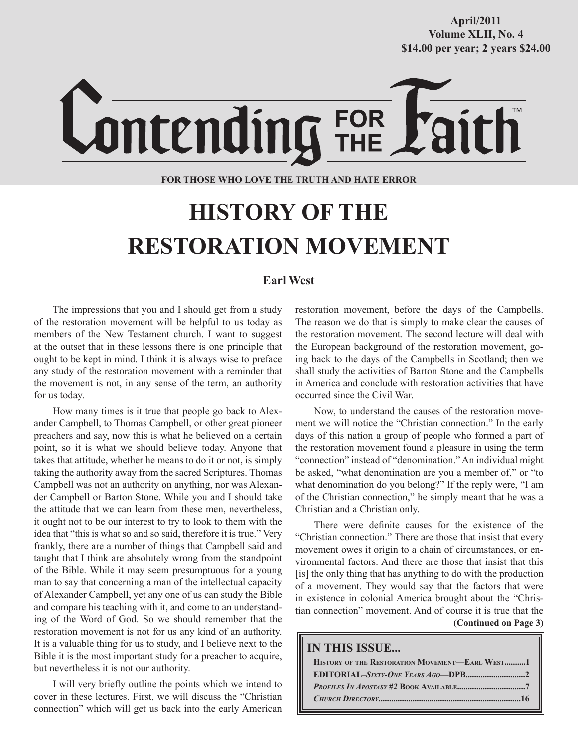April/2011
Volume XLII, No. 4
$14.00 per year; 2 years $24.00

# Contending FOR THE Faith™

**FOR THOSE WHO LOVE THE TRUTH AND HATE ERROR**

# HISTORY OF THE RESTORATION MOVEMENT

**Earl West**

The impressions that you and I should get from a study of the restoration movement will be helpful to us today as members of the New Testament church. I want to suggest at the outset that in these lessons there is one principle that ought to be kept in mind. I think it is always wise to preface any study of the restoration movement with a reminder that the movement is not, in any sense of the term, an authority for us today.

How many times is it true that people go back to Alexander Campbell, to Thomas Campbell, or other great pioneer preachers and say, now this is what he believed on a certain point, so it is what we should believe today. Anyone that takes that attitude, whether he means to do it or not, is simply taking the authority away from the sacred Scriptures. Thomas Campbell was not an authority on anything, nor was Alexander Campbell or Barton Stone. While you and I should take the attitude that we can learn from these men, nevertheless, it ought not to be our interest to try to look to them with the idea that "this is what so and so said, therefore it is true." Very frankly, there are a number of things that Campbell said and taught that I think are absolutely wrong from the standpoint of the Bible. While it may seem presumptuous for a young man to say that concerning a man of the intellectual capacity of Alexander Campbell, yet any one of us can study the Bible and compare his teaching with it, and come to an understanding of the Word of God. So we should remember that the restoration movement is not for us any kind of an authority. It is a valuable thing for us to study, and I believe next to the Bible it is the most important study for a preacher to acquire, but nevertheless it is not our authority.

I will very briefly outline the points which we intend to cover in these lectures. First, we will discuss the "Christian connection" which will get us back into the early American restoration movement, before the days of the Campbells. The reason we do that is simply to make clear the causes of the restoration movement. The second lecture will deal with the European background of the restoration movement, going back to the days of the Campbells in Scotland; then we shall study the activities of Barton Stone and the Campbells in America and conclude with restoration activities that have occurred since the Civil War.

Now, to understand the causes of the restoration movement we will notice the "Christian connection." In the early days of this nation a group of people who formed a part of the restoration movement found a pleasure in using the term "connection" instead of "denomination." An individual might be asked, "what denomination are you a member of," or "to what denomination do you belong?" If the reply were, "I am of the Christian connection," he simply meant that he was a Christian and a Christian only.

There were definite causes for the existence of the "Christian connection." There are those that insist that every movement owes it origin to a chain of circumstances, or environmental factors. And there are those that insist that this [is] the only thing that has anything to do with the production of a movement. They would say that the factors that were in existence in colonial America brought about the "Christian connection" movement. And of course it is true that the

**(Continued on Page 3)**

## IN THIS ISSUE...

- History of the Restoration Movement—Earl West..........1
- EDITORIAL–*Sixty-One Years Ago*—DPB............................2
- *Profiles In Apostasy #2* Book Available...............................7
- *Church Directory*...................................................................16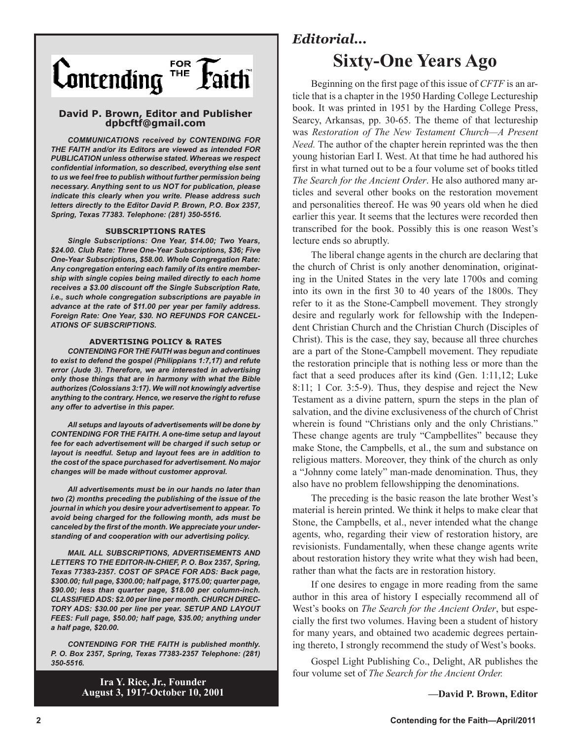# Contending FOR THE Faith

**David P. Brown, Editor and Publisher**
**dpbcftf@gmail.com**

***COMMUNICATIONS received by CONTENDING FOR THE FAITH and/or its Editors are viewed as intended FOR PUBLICATION unless otherwise stated. Whereas we respect confidential information, so described, everything else sent to us we feel free to publish without further permission being necessary. Anything sent to us NOT for publication, please indicate this clearly when you write. Please address such letters directly to the Editor David P. Brown, P.O. Box 2357, Spring, Texas 77383. Telephone: (281) 350-5516.***

**SUBSCRIPTIONS RATES**

***Single Subscriptions: One Year, $14.00; Two Years, $24.00. Club Rate: Three One-Year Subscriptions, $36; Five One-Year Subscriptions, $58.00. Whole Congregation Rate: Any congregation entering each family of its entire membership with single copies being mailed directly to each home receives a $3.00 discount off the Single Subscription Rate, i.e., such whole congregation subscriptions are payable in advance at the rate of $11.00 per year per family address. Foreign Rate: One Year, $30. NO REFUNDS FOR CANCELATIONS OF SUBSCRIPTIONS.***

**ADVERTISING POLICY & RATES**

***CONTENDING FOR THE FAITH was begun and continues to exist to defend the gospel (Philippians 1:7,17) and refute error (Jude 3). Therefore, we are interested in advertising only those things that are in harmony with what the Bible authorizes (Colossians 3:17). We will not knowingly advertise anything to the contrary. Hence, we reserve the right to refuse any offer to advertise in this paper.***

***All setups and layouts of advertisements will be done by CONTENDING FOR THE FAITH. A one-time setup and layout fee for each advertisement will be charged if such setup or layout is needful. Setup and layout fees are in addition to the cost of the space purchased for advertisement. No major changes will be made without customer approval.***

***All advertisements must be in our hands no later than two (2) months preceding the publishing of the issue of the journal in which you desire your advertisement to appear. To avoid being charged for the following month, ads must be canceled by the first of the month. We appreciate your understanding of and cooperation with our advertising policy.***

***MAIL ALL SUBSCRIPTIONS, ADVERTISEMENTS AND LETTERS TO THE EDITOR-IN-CHIEF, P. O. Box 2357, Spring, Texas 77383-2357. COST OF SPACE FOR ADS: Back page, $300.00; full page, $300.00; half page, $175.00; quarter page, $90.00; less than quarter page, $18.00 per column-inch. CLASSIFIED ADS: $2.00 per line per month. CHURCH DIRECTORY ADS: $30.00 per line per year. SETUP AND LAYOUT FEES: Full page, $50.00; half page, $35.00; anything under a half page, $20.00.***

***CONTENDING FOR THE FAITH is published monthly. P. O. Box 2357, Spring, Texas 77383-2357 Telephone: (281) 350-5516.***

**Ira Y. Rice, Jr., Founder**
**August 3, 1917-October 10, 2001**

*Editorial...*

# Sixty-One Years Ago

Beginning on the first page of this issue of *CFTF* is an article that is a chapter in the 1950 Harding College Lectureship book. It was printed in 1951 by the Harding College Press, Searcy, Arkansas, pp. 30-65. The theme of that lectureship was *Restoration of The New Testament Church—A Present Need.* The author of the chapter herein reprinted was the then young historian Earl I. West. At that time he had authored his first in what turned out to be a four volume set of books titled *The Search for the Ancient Order*. He also authored many articles and several other books on the restoration movement and personalities thereof. He was 90 years old when he died earlier this year. It seems that the lectures were recorded then transcribed for the book. Possibly this is one reason West's lecture ends so abruptly.

The liberal change agents in the church are declaring that the church of Christ is only another denomination, originating in the United States in the very late 1700s and coming into its own in the first 30 to 40 years of the 1800s. They refer to it as the Stone-Campbell movement. They strongly desire and regularly work for fellowship with the Independent Christian Church and the Christian Church (Disciples of Christ). This is the case, they say, because all three churches are a part of the Stone-Campbell movement. They repudiate the restoration principle that is nothing less or more than the fact that a seed produces after its kind (Gen. 1:11,12; Luke 8:11; 1 Cor. 3:5-9). Thus, they despise and reject the New Testament as a divine pattern, spurn the steps in the plan of salvation, and the divine exclusiveness of the church of Christ wherein is found "Christians only and the only Christians." These change agents are truly "Campbellites" because they make Stone, the Campbells, et al., the sum and substance on religious matters. Moreover, they think of the church as only a "Johnny come lately" man-made denomination. Thus, they also have no problem fellowshipping the denominations.

The preceding is the basic reason the late brother West's material is herein printed. We think it helps to make clear that Stone, the Campbells, et al., never intended what the change agents, who, regarding their view of restoration history, are revisionists. Fundamentally, when these change agents write about restoration history they write what they wish had been, rather than what the facts are in restoration history.

If one desires to engage in more reading from the same author in this area of history I especially recommend all of West's books on *The Search for the Ancient Order*, but especially the first two volumes. Having been a student of history for many years, and obtained two academic degrees pertaining thereto, I strongly recommend the study of West's books.

Gospel Light Publishing Co., Delight, AR publishes the four volume set of *The Search for the Ancient Order.*

**—David P. Brown, Editor**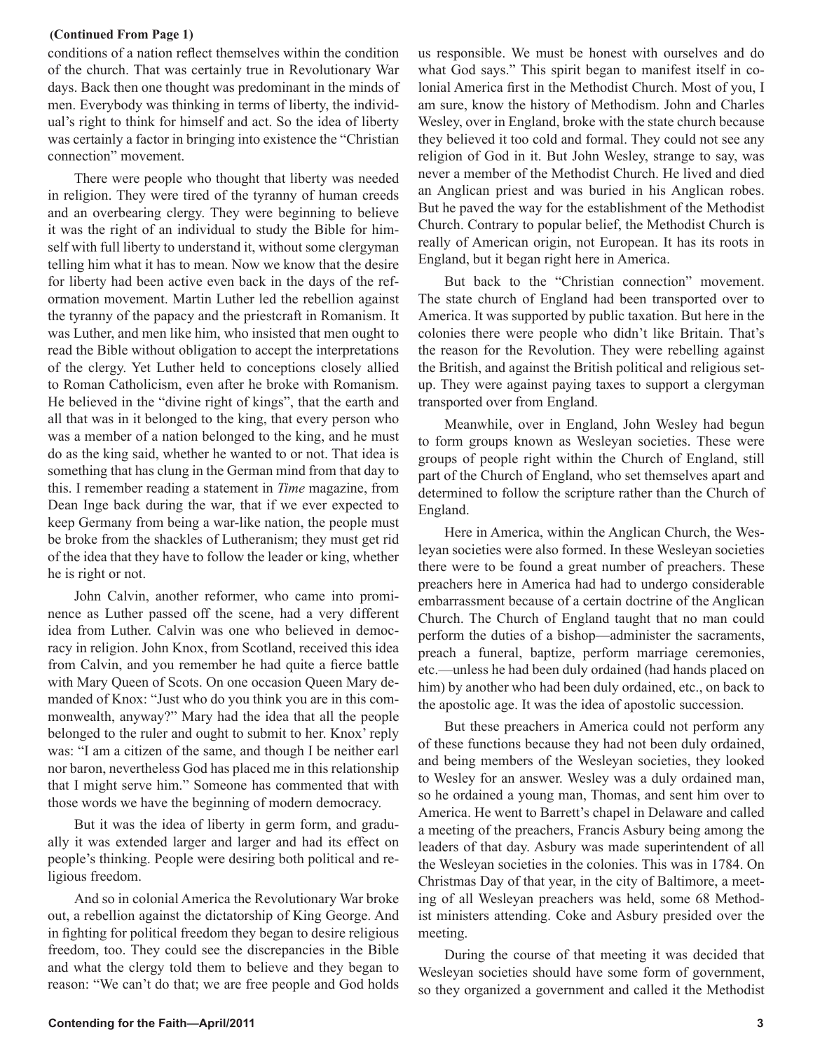**(Continued From Page 1)**

conditions of a nation reflect themselves within the condition of the church. That was certainly true in Revolutionary War days. Back then one thought was predominant in the minds of men. Everybody was thinking in terms of liberty, the individual's right to think for himself and act. So the idea of liberty was certainly a factor in bringing into existence the "Christian connection" movement.

There were people who thought that liberty was needed in religion. They were tired of the tyranny of human creeds and an overbearing clergy. They were beginning to believe it was the right of an individual to study the Bible for himself with full liberty to understand it, without some clergyman telling him what it has to mean. Now we know that the desire for liberty had been active even back in the days of the reformation movement. Martin Luther led the rebellion against the tyranny of the papacy and the priestcraft in Romanism. It was Luther, and men like him, who insisted that men ought to read the Bible without obligation to accept the interpretations of the clergy. Yet Luther held to conceptions closely allied to Roman Catholicism, even after he broke with Romanism. He believed in the "divine right of kings", that the earth and all that was in it belonged to the king, that every person who was a member of a nation belonged to the king, and he must do as the king said, whether he wanted to or not. That idea is something that has clung in the German mind from that day to this. I remember reading a statement in *Time* magazine, from Dean Inge back during the war, that if we ever expected to keep Germany from being a war-like nation, the people must be broke from the shackles of Lutheranism; they must get rid of the idea that they have to follow the leader or king, whether he is right or not.

John Calvin, another reformer, who came into prominence as Luther passed off the scene, had a very different idea from Luther. Calvin was one who believed in democracy in religion. John Knox, from Scotland, received this idea from Calvin, and you remember he had quite a fierce battle with Mary Queen of Scots. On one occasion Queen Mary demanded of Knox: "Just who do you think you are in this commonwealth, anyway?" Mary had the idea that all the people belonged to the ruler and ought to submit to her. Knox' reply was: "I am a citizen of the same, and though I be neither earl nor baron, nevertheless God has placed me in this relationship that I might serve him." Someone has commented that with those words we have the beginning of modern democracy.

But it was the idea of liberty in germ form, and gradually it was extended larger and larger and had its effect on people's thinking. People were desiring both political and religious freedom.

And so in colonial America the Revolutionary War broke out, a rebellion against the dictatorship of King George. And in fighting for political freedom they began to desire religious freedom, too. They could see the discrepancies in the Bible and what the clergy told them to believe and they began to reason: "We can't do that; we are free people and God holds us responsible. We must be honest with ourselves and do what God says." This spirit began to manifest itself in colonial America first in the Methodist Church. Most of you, I am sure, know the history of Methodism. John and Charles Wesley, over in England, broke with the state church because they believed it too cold and formal. They could not see any religion of God in it. But John Wesley, strange to say, was never a member of the Methodist Church. He lived and died an Anglican priest and was buried in his Anglican robes. But he paved the way for the establishment of the Methodist Church. Contrary to popular belief, the Methodist Church is really of American origin, not European. It has its roots in England, but it began right here in America.

But back to the "Christian connection" movement. The state church of England had been transported over to America. It was supported by public taxation. But here in the colonies there were people who didn't like Britain. That's the reason for the Revolution. They were rebelling against the British, and against the British political and religious setup. They were against paying taxes to support a clergyman transported over from England.

Meanwhile, over in England, John Wesley had begun to form groups known as Wesleyan societies. These were groups of people right within the Church of England, still part of the Church of England, who set themselves apart and determined to follow the scripture rather than the Church of England.

Here in America, within the Anglican Church, the Wesleyan societies were also formed. In these Wesleyan societies there were to be found a great number of preachers. These preachers here in America had had to undergo considerable embarrassment because of a certain doctrine of the Anglican Church. The Church of England taught that no man could perform the duties of a bishop—administer the sacraments, preach a funeral, baptize, perform marriage ceremonies, etc.—unless he had been duly ordained (had hands placed on him) by another who had been duly ordained, etc., on back to the apostolic age. It was the idea of apostolic succession.

But these preachers in America could not perform any of these functions because they had not been duly ordained, and being members of the Wesleyan societies, they looked to Wesley for an answer. Wesley was a duly ordained man, so he ordained a young man, Thomas, and sent him over to America. He went to Barrett's chapel in Delaware and called a meeting of the preachers, Francis Asbury being among the leaders of that day. Asbury was made superintendent of all the Wesleyan societies in the colonies. This was in 1784. On Christmas Day of that year, in the city of Baltimore, a meeting of all Wesleyan preachers was held, some 68 Methodist ministers attending. Coke and Asbury presided over the meeting.

During the course of that meeting it was decided that Wesleyan societies should have some form of government, so they organized a government and called it the Methodist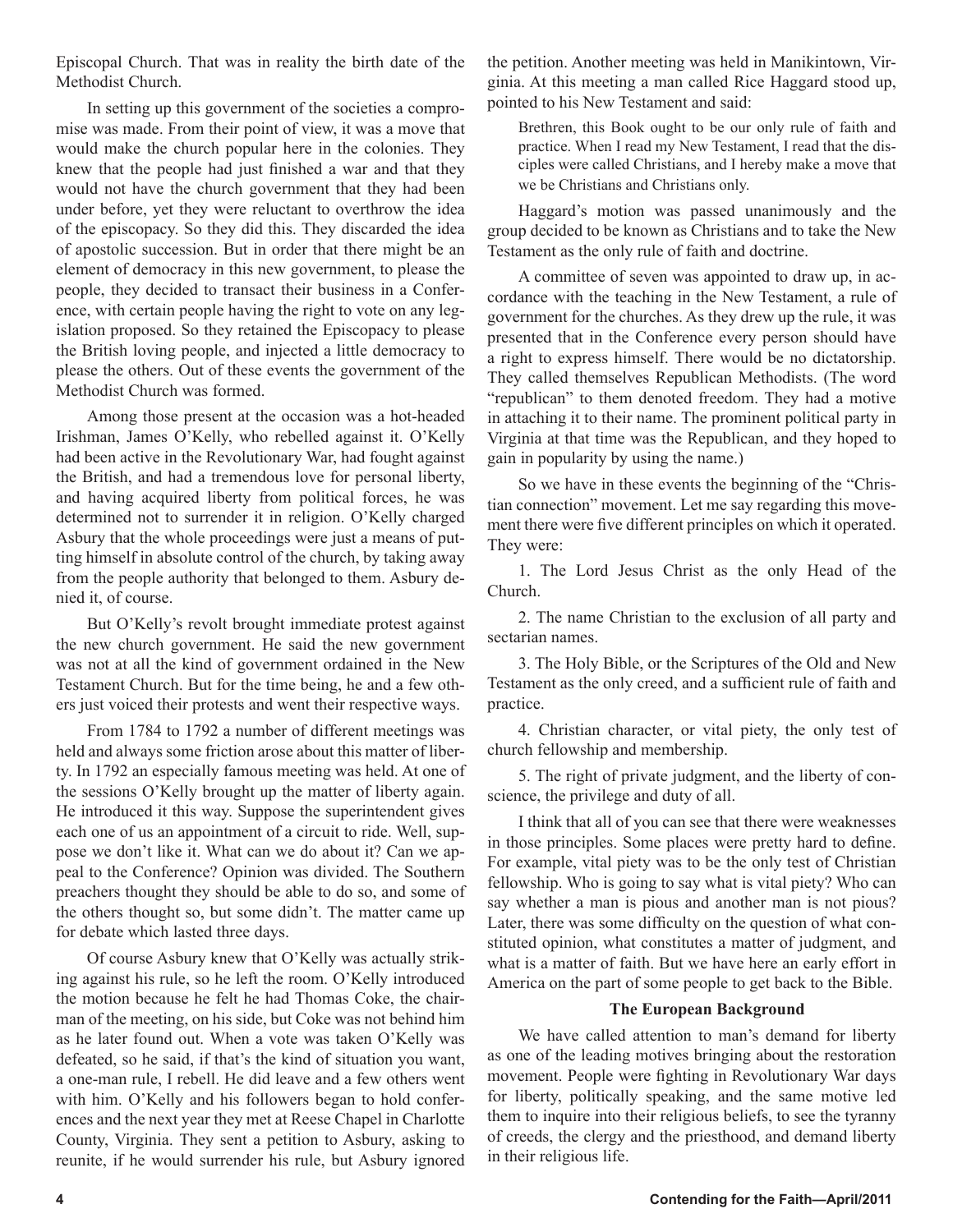Episcopal Church. That was in reality the birth date of the Methodist Church.

In setting up this government of the societies a compromise was made. From their point of view, it was a move that would make the church popular here in the colonies. They knew that the people had just finished a war and that they would not have the church government that they had been under before, yet they were reluctant to overthrow the idea of the episcopacy. So they did this. They discarded the idea of apostolic succession. But in order that there might be an element of democracy in this new government, to please the people, they decided to transact their business in a Conference, with certain people having the right to vote on any legislation proposed. So they retained the Episcopacy to please the British loving people, and injected a little democracy to please the others. Out of these events the government of the Methodist Church was formed.

Among those present at the occasion was a hot-headed Irishman, James O'Kelly, who rebelled against it. O'Kelly had been active in the Revolutionary War, had fought against the British, and had a tremendous love for personal liberty, and having acquired liberty from political forces, he was determined not to surrender it in religion. O'Kelly charged Asbury that the whole proceedings were just a means of putting himself in absolute control of the church, by taking away from the people authority that belonged to them. Asbury denied it, of course.

But O'Kelly's revolt brought immediate protest against the new church government. He said the new government was not at all the kind of government ordained in the New Testament Church. But for the time being, he and a few others just voiced their protests and went their respective ways.

From 1784 to 1792 a number of different meetings was held and always some friction arose about this matter of liberty. In 1792 an especially famous meeting was held. At one of the sessions O'Kelly brought up the matter of liberty again. He introduced it this way. Suppose the superintendent gives each one of us an appointment of a circuit to ride. Well, suppose we don't like it. What can we do about it? Can we appeal to the Conference? Opinion was divided. The Southern preachers thought they should be able to do so, and some of the others thought so, but some didn't. The matter came up for debate which lasted three days.

Of course Asbury knew that O'Kelly was actually striking against his rule, so he left the room. O'Kelly introduced the motion because he felt he had Thomas Coke, the chairman of the meeting, on his side, but Coke was not behind him as he later found out. When a vote was taken O'Kelly was defeated, so he said, if that's the kind of situation you want, a one-man rule, I rebell. He did leave and a few others went with him. O'Kelly and his followers began to hold conferences and the next year they met at Reese Chapel in Charlotte County, Virginia. They sent a petition to Asbury, asking to reunite, if he would surrender his rule, but Asbury ignored the petition. Another meeting was held in Manikintown, Virginia. At this meeting a man called Rice Haggard stood up, pointed to his New Testament and said:

> Brethren, this Book ought to be our only rule of faith and practice. When I read my New Testament, I read that the disciples were called Christians, and I hereby make a move that we be Christians and Christians only.

Haggard's motion was passed unanimously and the group decided to be known as Christians and to take the New Testament as the only rule of faith and doctrine.

A committee of seven was appointed to draw up, in accordance with the teaching in the New Testament, a rule of government for the churches. As they drew up the rule, it was presented that in the Conference every person should have a right to express himself. There would be no dictatorship. They called themselves Republican Methodists. (The word "republican" to them denoted freedom. They had a motive in attaching it to their name. The prominent political party in Virginia at that time was the Republican, and they hoped to gain in popularity by using the name.)

So we have in these events the beginning of the "Christian connection" movement. Let me say regarding this movement there were five different principles on which it operated. They were:

1. The Lord Jesus Christ as the only Head of the Church.

2. The name Christian to the exclusion of all party and sectarian names.

3. The Holy Bible, or the Scriptures of the Old and New Testament as the only creed, and a sufficient rule of faith and practice.

4. Christian character, or vital piety, the only test of church fellowship and membership.

5. The right of private judgment, and the liberty of conscience, the privilege and duty of all.

I think that all of you can see that there were weaknesses in those principles. Some places were pretty hard to define. For example, vital piety was to be the only test of Christian fellowship. Who is going to say what is vital piety? Who can say whether a man is pious and another man is not pious? Later, there was some difficulty on the question of what constituted opinion, what constitutes a matter of judgment, and what is a matter of faith. But we have here an early effort in America on the part of some people to get back to the Bible.

### The European Background

We have called attention to man's demand for liberty as one of the leading motives bringing about the restoration movement. People were fighting in Revolutionary War days for liberty, politically speaking, and the same motive led them to inquire into their religious beliefs, to see the tyranny of creeds, the clergy and the priesthood, and demand liberty in their religious life.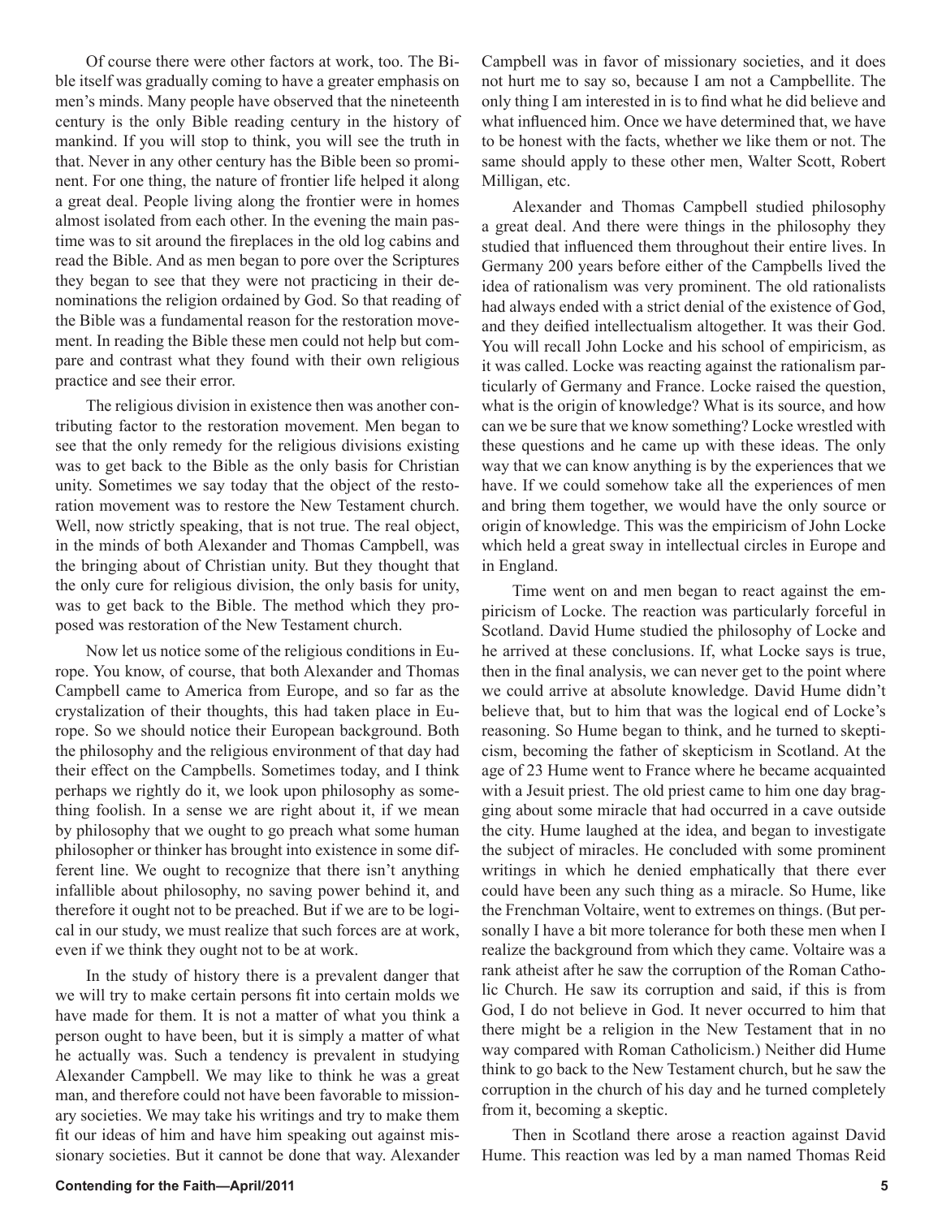Of course there were other factors at work, too. The Bible itself was gradually coming to have a greater emphasis on men's minds. Many people have observed that the nineteenth century is the only Bible reading century in the history of mankind. If you will stop to think, you will see the truth in that. Never in any other century has the Bible been so prominent. For one thing, the nature of frontier life helped it along a great deal. People living along the frontier were in homes almost isolated from each other. In the evening the main pastime was to sit around the fireplaces in the old log cabins and read the Bible. And as men began to pore over the Scriptures they began to see that they were not practicing in their denominations the religion ordained by God. So that reading of the Bible was a fundamental reason for the restoration movement. In reading the Bible these men could not help but compare and contrast what they found with their own religious practice and see their error.

The religious division in existence then was another contributing factor to the restoration movement. Men began to see that the only remedy for the religious divisions existing was to get back to the Bible as the only basis for Christian unity. Sometimes we say today that the object of the restoration movement was to restore the New Testament church. Well, now strictly speaking, that is not true. The real object, in the minds of both Alexander and Thomas Campbell, was the bringing about of Christian unity. But they thought that the only cure for religious division, the only basis for unity, was to get back to the Bible. The method which they proposed was restoration of the New Testament church.

Now let us notice some of the religious conditions in Europe. You know, of course, that both Alexander and Thomas Campbell came to America from Europe, and so far as the crystalization of their thoughts, this had taken place in Europe. So we should notice their European background. Both the philosophy and the religious environment of that day had their effect on the Campbells. Sometimes today, and I think perhaps we rightly do it, we look upon philosophy as something foolish. In a sense we are right about it, if we mean by philosophy that we ought to go preach what some human philosopher or thinker has brought into existence in some different line. We ought to recognize that there isn't anything infallible about philosophy, no saving power behind it, and therefore it ought not to be preached. But if we are to be logical in our study, we must realize that such forces are at work, even if we think they ought not to be at work.

In the study of history there is a prevalent danger that we will try to make certain persons fit into certain molds we have made for them. It is not a matter of what you think a person ought to have been, but it is simply a matter of what he actually was. Such a tendency is prevalent in studying Alexander Campbell. We may like to think he was a great man, and therefore could not have been favorable to missionary societies. We may take his writings and try to make them fit our ideas of him and have him speaking out against missionary societies. But it cannot be done that way. Alexander Campbell was in favor of missionary societies, and it does not hurt me to say so, because I am not a Campbellite. The only thing I am interested in is to find what he did believe and what influenced him. Once we have determined that, we have to be honest with the facts, whether we like them or not. The same should apply to these other men, Walter Scott, Robert Milligan, etc.

Alexander and Thomas Campbell studied philosophy a great deal. And there were things in the philosophy they studied that influenced them throughout their entire lives. In Germany 200 years before either of the Campbells lived the idea of rationalism was very prominent. The old rationalists had always ended with a strict denial of the existence of God, and they deified intellectualism altogether. It was their God. You will recall John Locke and his school of empiricism, as it was called. Locke was reacting against the rationalism particularly of Germany and France. Locke raised the question, what is the origin of knowledge? What is its source, and how can we be sure that we know something? Locke wrestled with these questions and he came up with these ideas. The only way that we can know anything is by the experiences that we have. If we could somehow take all the experiences of men and bring them together, we would have the only source or origin of knowledge. This was the empiricism of John Locke which held a great sway in intellectual circles in Europe and in England.

Time went on and men began to react against the empiricism of Locke. The reaction was particularly forceful in Scotland. David Hume studied the philosophy of Locke and he arrived at these conclusions. If, what Locke says is true, then in the final analysis, we can never get to the point where we could arrive at absolute knowledge. David Hume didn't believe that, but to him that was the logical end of Locke's reasoning. So Hume began to think, and he turned to skepticism, becoming the father of skepticism in Scotland. At the age of 23 Hume went to France where he became acquainted with a Jesuit priest. The old priest came to him one day bragging about some miracle that had occurred in a cave outside the city. Hume laughed at the idea, and began to investigate the subject of miracles. He concluded with some prominent writings in which he denied emphatically that there ever could have been any such thing as a miracle. So Hume, like the Frenchman Voltaire, went to extremes on things. (But personally I have a bit more tolerance for both these men when I realize the background from which they came. Voltaire was a rank atheist after he saw the corruption of the Roman Catholic Church. He saw its corruption and said, if this is from God, I do not believe in God. It never occurred to him that there might be a religion in the New Testament that in no way compared with Roman Catholicism.) Neither did Hume think to go back to the New Testament church, but he saw the corruption in the church of his day and he turned completely from it, becoming a skeptic.

Then in Scotland there arose a reaction against David Hume. This reaction was led by a man named Thomas Reid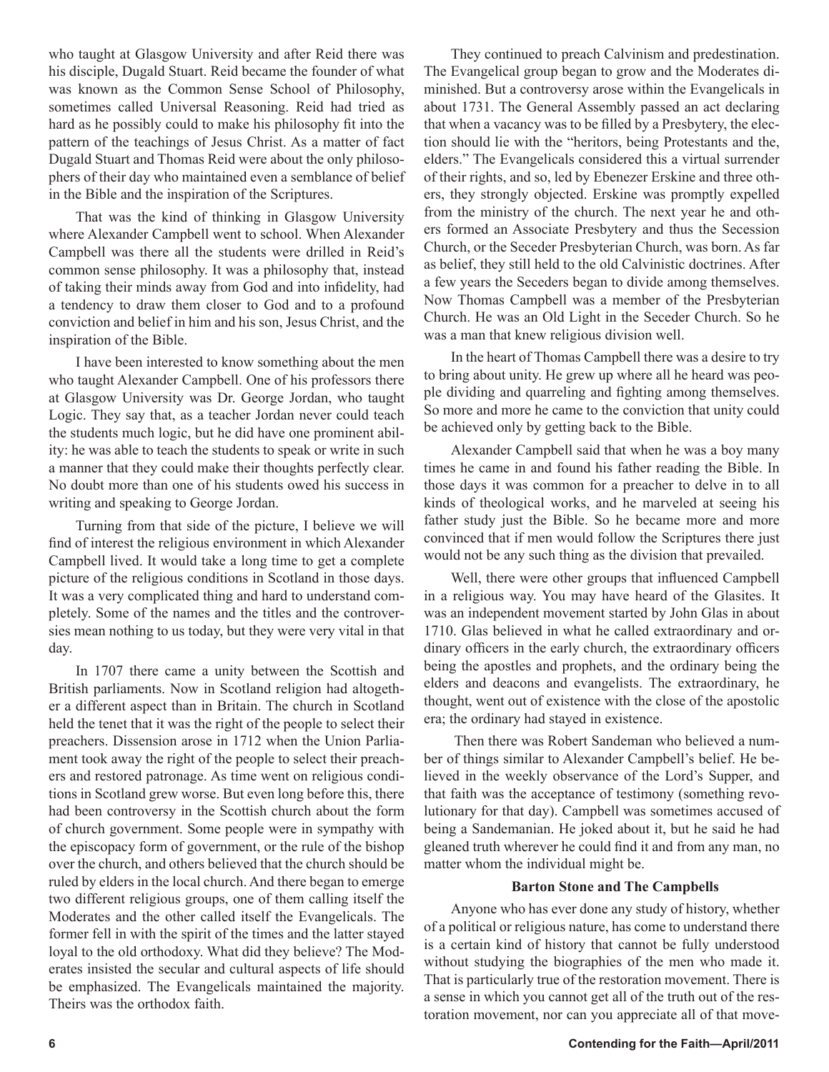who taught at Glasgow University and after Reid there was his disciple, Dugald Stuart. Reid became the founder of what was known as the Common Sense School of Philosophy, sometimes called Universal Reasoning. Reid had tried as hard as he possibly could to make his philosophy fit into the pattern of the teachings of Jesus Christ. As a matter of fact Dugald Stuart and Thomas Reid were about the only philosophers of their day who maintained even a semblance of belief in the Bible and the inspiration of the Scriptures.

That was the kind of thinking in Glasgow University where Alexander Campbell went to school. When Alexander Campbell was there all the students were drilled in Reid's common sense philosophy. It was a philosophy that, instead of taking their minds away from God and into infidelity, had a tendency to draw them closer to God and to a profound conviction and belief in him and his son, Jesus Christ, and the inspiration of the Bible.

I have been interested to know something about the men who taught Alexander Campbell. One of his professors there at Glasgow University was Dr. George Jordan, who taught Logic. They say that, as a teacher Jordan never could teach the students much logic, but he did have one prominent ability: he was able to teach the students to speak or write in such a manner that they could make their thoughts perfectly clear. No doubt more than one of his students owed his success in writing and speaking to George Jordan.

Turning from that side of the picture, I believe we will find of interest the religious environment in which Alexander Campbell lived. It would take a long time to get a complete picture of the religious conditions in Scotland in those days. It was a very complicated thing and hard to understand completely. Some of the names and the titles and the controversies mean nothing to us today, but they were very vital in that day.

In 1707 there came a unity between the Scottish and British parliaments. Now in Scotland religion had altogether a different aspect than in Britain. The church in Scotland held the tenet that it was the right of the people to select their preachers. Dissension arose in 1712 when the Union Parliament took away the right of the people to select their preachers and restored patronage. As time went on religious conditions in Scotland grew worse. But even long before this, there had been controversy in the Scottish church about the form of church government. Some people were in sympathy with the episcopacy form of government, or the rule of the bishop over the church, and others believed that the church should be ruled by elders in the local church. And there began to emerge two different religious groups, one of them calling itself the Moderates and the other called itself the Evangelicals. The former fell in with the spirit of the times and the latter stayed loyal to the old orthodoxy. What did they believe? The Moderates insisted the secular and cultural aspects of life should be emphasized. The Evangelicals maintained the majority. Theirs was the orthodox faith.

They continued to preach Calvinism and predestination. The Evangelical group began to grow and the Moderates diminished. But a controversy arose within the Evangelicals in about 1731. The General Assembly passed an act declaring that when a vacancy was to be filled by a Presbytery, the election should lie with the "heritors, being Protestants and the, elders." The Evangelicals considered this a virtual surrender of their rights, and so, led by Ebenezer Erskine and three others, they strongly objected. Erskine was promptly expelled from the ministry of the church. The next year he and others formed an Associate Presbytery and thus the Secession Church, or the Seceder Presbyterian Church, was born. As far as belief, they still held to the old Calvinistic doctrines. After a few years the Seceders began to divide among themselves. Now Thomas Campbell was a member of the Presbyterian Church. He was an Old Light in the Seceder Church. So he was a man that knew religious division well.

In the heart of Thomas Campbell there was a desire to try to bring about unity. He grew up where all he heard was people dividing and quarreling and fighting among themselves. So more and more he came to the conviction that unity could be achieved only by getting back to the Bible.

Alexander Campbell said that when he was a boy many times he came in and found his father reading the Bible. In those days it was common for a preacher to delve in to all kinds of theological works, and he marveled at seeing his father study just the Bible. So he became more and more convinced that if men would follow the Scriptures there just would not be any such thing as the division that prevailed.

Well, there were other groups that influenced Campbell in a religious way. You may have heard of the Glasites. It was an independent movement started by John Glas in about 1710. Glas believed in what he called extraordinary and ordinary officers in the early church, the extraordinary officers being the apostles and prophets, and the ordinary being the elders and deacons and evangelists. The extraordinary, he thought, went out of existence with the close of the apostolic era; the ordinary had stayed in existence.

Then there was Robert Sandeman who believed a number of things similar to Alexander Campbell's belief. He believed in the weekly observance of the Lord's Supper, and that faith was the acceptance of testimony (something revolutionary for that day). Campbell was sometimes accused of being a Sandemanian. He joked about it, but he said he had gleaned truth wherever he could find it and from any man, no matter whom the individual might be.

**Barton Stone and The Campbells**

Anyone who has ever done any study of history, whether of a political or religious nature, has come to understand there is a certain kind of history that cannot be fully understood without studying the biographies of the men who made it. That is particularly true of the restoration movement. There is a sense in which you cannot get all of the truth out of the restoration movement, nor can you appreciate all of that move-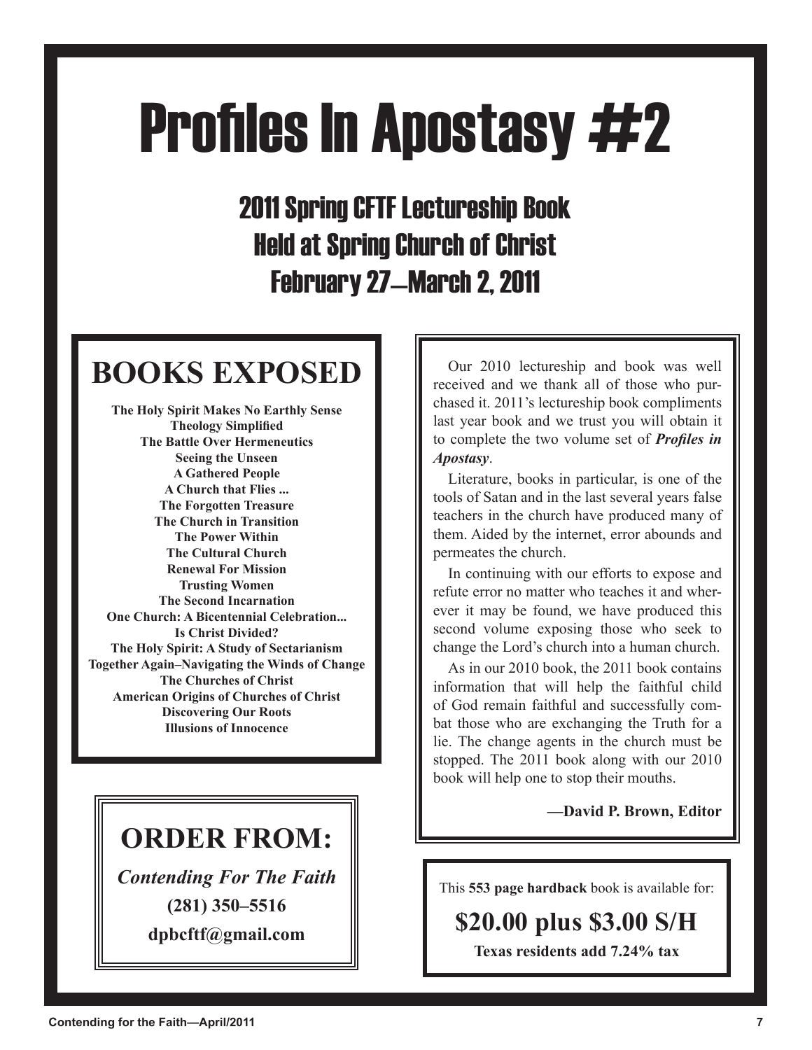# Profiles In Apostasy #2

## 2011 Spring CFTF Lectureship Book
## Held at Spring Church of Christ
## February 27—March 2, 2011

## BOOKS EXPOSED

**The Holy Spirit Makes No Earthly Sense**
**Theology Simplified**
**The Battle Over Hermeneutics**
**Seeing the Unseen**
**A Gathered People**
**A Church that Flies ...**
**The Forgotten Treasure**
**The Church in Transition**
**The Power Within**
**The Cultural Church**
**Renewal For Mission**
**Trusting Women**
**The Second Incarnation**
**One Church: A Bicentennial Celebration...**
**Is Christ Divided?**
**The Holy Spirit: A Study of Sectarianism**
**Together Again–Navigating the Winds of Change**
**The Churches of Christ**
**American Origins of Churches of Christ**
**Discovering Our Roots**
**Illusions of Innocence**

## ORDER FROM:

***Contending For The Faith***

**(281) 350–5516**

**dpbcftf@gmail.com**

Our 2010 lectureship and book was well received and we thank all of those who purchased it. 2011's lectureship book compliments last year book and we trust you will obtain it to complete the two volume set of ***Profiles in Apostasy***.

Literature, books in particular, is one of the tools of Satan and in the last several years false teachers in the church have produced many of them. Aided by the internet, error abounds and permeates the church.

In continuing with our efforts to expose and refute error no matter who teaches it and wherever it may be found, we have produced this second volume exposing those who seek to change the Lord's church into a human church.

As in our 2010 book, the 2011 book contains information that will help the faithful child of God remain faithful and successfully combat those who are exchanging the Truth for a lie. The change agents in the church must be stopped. The 2011 book along with our 2010 book will help one to stop their mouths.

**—David P. Brown, Editor**

This **553 page hardback** book is available for:

**$20.00 plus $3.00 S/H**

**Texas residents add 7.24% tax**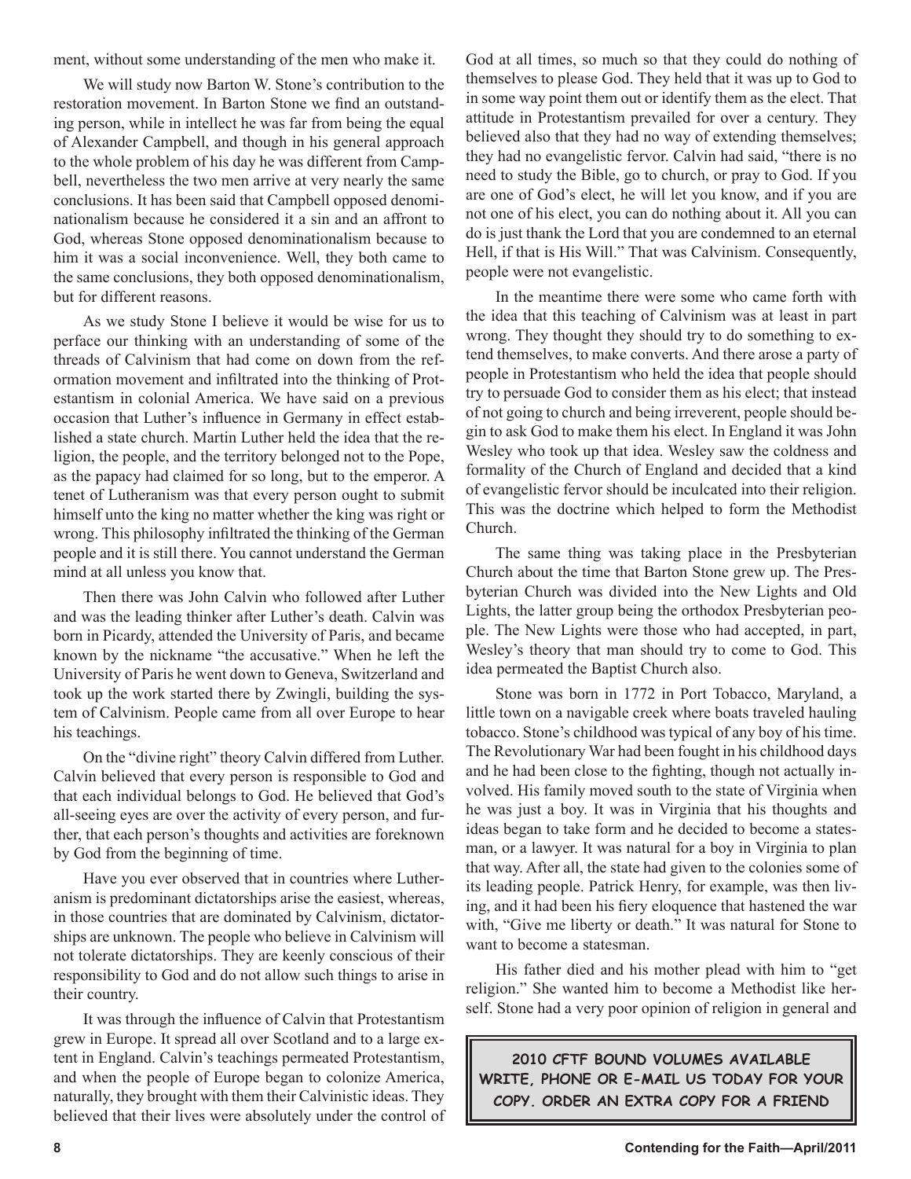ment, without some understanding of the men who make it.

We will study now Barton W. Stone's contribution to the restoration movement. In Barton Stone we find an outstanding person, while in intellect he was far from being the equal of Alexander Campbell, and though in his general approach to the whole problem of his day he was different from Campbell, nevertheless the two men arrive at very nearly the same conclusions. It has been said that Campbell opposed denominationalism because he considered it a sin and an affront to God, whereas Stone opposed denominationalism because to him it was a social inconvenience. Well, they both came to the same conclusions, they both opposed denominationalism, but for different reasons.

As we study Stone I believe it would be wise for us to perface our thinking with an understanding of some of the threads of Calvinism that had come on down from the reformation movement and infiltrated into the thinking of Protestantism in colonial America. We have said on a previous occasion that Luther's influence in Germany in effect established a state church. Martin Luther held the idea that the religion, the people, and the territory belonged not to the Pope, as the papacy had claimed for so long, but to the emperor. A tenet of Lutheranism was that every person ought to submit himself unto the king no matter whether the king was right or wrong. This philosophy infiltrated the thinking of the German people and it is still there. You cannot understand the German mind at all unless you know that.

Then there was John Calvin who followed after Luther and was the leading thinker after Luther's death. Calvin was born in Picardy, attended the University of Paris, and became known by the nickname "the accusative." When he left the University of Paris he went down to Geneva, Switzerland and took up the work started there by Zwingli, building the system of Calvinism. People came from all over Europe to hear his teachings.

On the "divine right" theory Calvin differed from Luther. Calvin believed that every person is responsible to God and that each individual belongs to God. He believed that God's all-seeing eyes are over the activity of every person, and further, that each person's thoughts and activities are foreknown by God from the beginning of time.

Have you ever observed that in countries where Lutheranism is predominant dictatorships arise the easiest, whereas, in those countries that are dominated by Calvinism, dictatorships are unknown. The people who believe in Calvinism will not tolerate dictatorships. They are keenly conscious of their responsibility to God and do not allow such things to arise in their country.

It was through the influence of Calvin that Protestantism grew in Europe. It spread all over Scotland and to a large extent in England. Calvin's teachings permeated Protestantism, and when the people of Europe began to colonize America, naturally, they brought with them their Calvinistic ideas. They believed that their lives were absolutely under the control of God at all times, so much so that they could do nothing of themselves to please God. They held that it was up to God to in some way point them out or identify them as the elect. That attitude in Protestantism prevailed for over a century. They believed also that they had no way of extending themselves; they had no evangelistic fervor. Calvin had said, "there is no need to study the Bible, go to church, or pray to God. If you are one of God's elect, he will let you know, and if you are not one of his elect, you can do nothing about it. All you can do is just thank the Lord that you are condemned to an eternal Hell, if that is His Will." That was Calvinism. Consequently, people were not evangelistic.

In the meantime there were some who came forth with the idea that this teaching of Calvinism was at least in part wrong. They thought they should try to do something to extend themselves, to make converts. And there arose a party of people in Protestantism who held the idea that people should try to persuade God to consider them as his elect; that instead of not going to church and being irreverent, people should begin to ask God to make them his elect. In England it was John Wesley who took up that idea. Wesley saw the coldness and formality of the Church of England and decided that a kind of evangelistic fervor should be inculcated into their religion. This was the doctrine which helped to form the Methodist Church.

The same thing was taking place in the Presbyterian Church about the time that Barton Stone grew up. The Presbyterian Church was divided into the New Lights and Old Lights, the latter group being the orthodox Presbyterian people. The New Lights were those who had accepted, in part, Wesley's theory that man should try to come to God. This idea permeated the Baptist Church also.

Stone was born in 1772 in Port Tobacco, Maryland, a little town on a navigable creek where boats traveled hauling tobacco. Stone's childhood was typical of any boy of his time. The Revolutionary War had been fought in his childhood days and he had been close to the fighting, though not actually involved. His family moved south to the state of Virginia when he was just a boy. It was in Virginia that his thoughts and ideas began to take form and he decided to become a statesman, or a lawyer. It was natural for a boy in Virginia to plan that way. After all, the state had given to the colonies some of its leading people. Patrick Henry, for example, was then living, and it had been his fiery eloquence that hastened the war with, "Give me liberty or death." It was natural for Stone to want to become a statesman.

His father died and his mother plead with him to "get religion." She wanted him to become a Methodist like herself. Stone had a very poor opinion of religion in general and

**2010 CFTF BOUND VOLUMES AVAILABLE WRITE, PHONE OR E-MAIL US TODAY FOR YOUR COPY. ORDER AN EXTRA COPY FOR A FRIEND**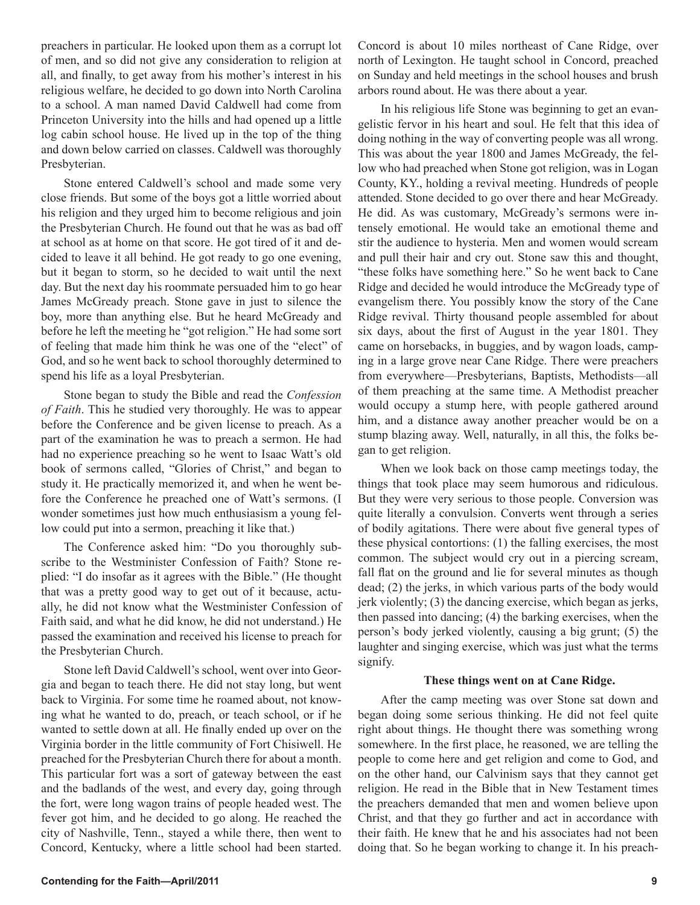preachers in particular. He looked upon them as a corrupt lot of men, and so did not give any consideration to religion at all, and finally, to get away from his mother's interest in his religious welfare, he decided to go down into North Carolina to a school. A man named David Caldwell had come from Princeton University into the hills and had opened up a little log cabin school house. He lived up in the top of the thing and down below carried on classes. Caldwell was thoroughly Presbyterian.

Stone entered Caldwell's school and made some very close friends. But some of the boys got a little worried about his religion and they urged him to become religious and join the Presbyterian Church. He found out that he was as bad off at school as at home on that score. He got tired of it and decided to leave it all behind. He got ready to go one evening, but it began to storm, so he decided to wait until the next day. But the next day his roommate persuaded him to go hear James McGready preach. Stone gave in just to silence the boy, more than anything else. But he heard McGready and before he left the meeting he "got religion." He had some sort of feeling that made him think he was one of the "elect" of God, and so he went back to school thoroughly determined to spend his life as a loyal Presbyterian.

Stone began to study the Bible and read the *Confession of Faith*. This he studied very thoroughly. He was to appear before the Conference and be given license to preach. As a part of the examination he was to preach a sermon. He had had no experience preaching so he went to Isaac Watt's old book of sermons called, "Glories of Christ," and began to study it. He practically memorized it, and when he went before the Conference he preached one of Watt's sermons. (I wonder sometimes just how much enthusiasism a young fellow could put into a sermon, preaching it like that.)

The Conference asked him: "Do you thoroughly subscribe to the Westminister Confession of Faith? Stone replied: "I do insofar as it agrees with the Bible." (He thought that was a pretty good way to get out of it because, actually, he did not know what the Westminister Confession of Faith said, and what he did know, he did not understand.) He passed the examination and received his license to preach for the Presbyterian Church.

Stone left David Caldwell's school, went over into Georgia and began to teach there. He did not stay long, but went back to Virginia. For some time he roamed about, not knowing what he wanted to do, preach, or teach school, or if he wanted to settle down at all. He finally ended up over on the Virginia border in the little community of Fort Chisiwell. He preached for the Presbyterian Church there for about a month. This particular fort was a sort of gateway between the east and the badlands of the west, and every day, going through the fort, were long wagon trains of people headed west. The fever got him, and he decided to go along. He reached the city of Nashville, Tenn., stayed a while there, then went to Concord, Kentucky, where a little school had been started. Concord is about 10 miles northeast of Cane Ridge, over north of Lexington. He taught school in Concord, preached on Sunday and held meetings in the school houses and brush arbors round about. He was there about a year.

In his religious life Stone was beginning to get an evangelistic fervor in his heart and soul. He felt that this idea of doing nothing in the way of converting people was all wrong. This was about the year 1800 and James McGready, the fellow who had preached when Stone got religion, was in Logan County, KY., holding a revival meeting. Hundreds of people attended. Stone decided to go over there and hear McGready. He did. As was customary, McGready's sermons were intensely emotional. He would take an emotional theme and stir the audience to hysteria. Men and women would scream and pull their hair and cry out. Stone saw this and thought, "these folks have something here." So he went back to Cane Ridge and decided he would introduce the McGready type of evangelism there. You possibly know the story of the Cane Ridge revival. Thirty thousand people assembled for about six days, about the first of August in the year 1801. They came on horsebacks, in buggies, and by wagon loads, camping in a large grove near Cane Ridge. There were preachers from everywhere—Presbyterians, Baptists, Methodists—all of them preaching at the same time. A Methodist preacher would occupy a stump here, with people gathered around him, and a distance away another preacher would be on a stump blazing away. Well, naturally, in all this, the folks began to get religion.

When we look back on those camp meetings today, the things that took place may seem humorous and ridiculous. But they were very serious to those people. Conversion was quite literally a convulsion. Converts went through a series of bodily agitations. There were about five general types of these physical contortions: (1) the falling exercises, the most common. The subject would cry out in a piercing scream, fall flat on the ground and lie for several minutes as though dead; (2) the jerks, in which various parts of the body would jerk violently; (3) the dancing exercise, which began as jerks, then passed into dancing; (4) the barking exercises, when the person's body jerked violently, causing a big grunt; (5) the laughter and singing exercise, which was just what the terms signify.

**These things went on at Cane Ridge.**

After the camp meeting was over Stone sat down and began doing some serious thinking. He did not feel quite right about things. He thought there was something wrong somewhere. In the first place, he reasoned, we are telling the people to come here and get religion and come to God, and on the other hand, our Calvinism says that they cannot get religion. He read in the Bible that in New Testament times the preachers demanded that men and women believe upon Christ, and that they go further and act in accordance with their faith. He knew that he and his associates had not been doing that. So he began working to change it. In his preach-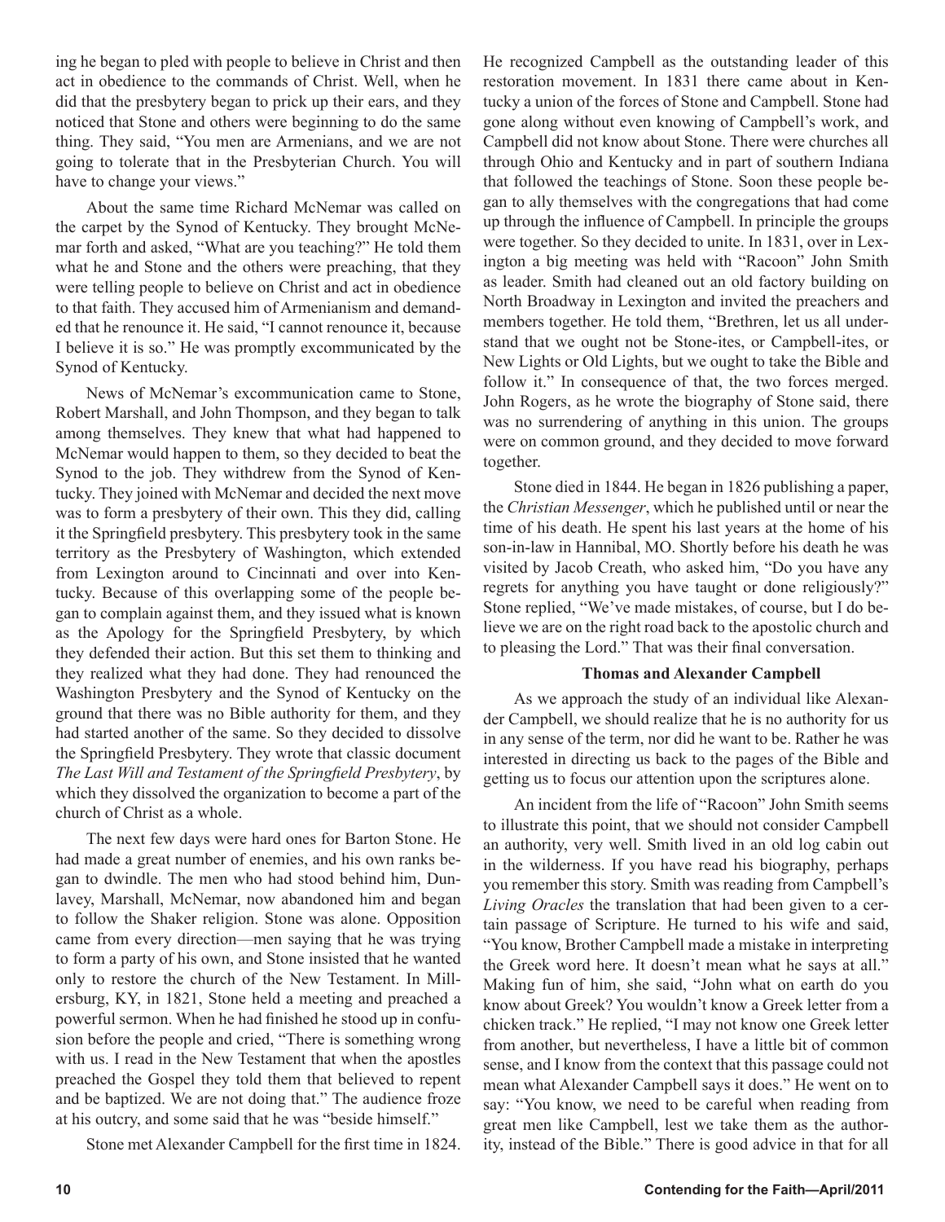ing he began to pled with people to believe in Christ and then act in obedience to the commands of Christ. Well, when he did that the presbytery began to prick up their ears, and they noticed that Stone and others were beginning to do the same thing. They said, "You men are Armenians, and we are not going to tolerate that in the Presbyterian Church. You will have to change your views."

About the same time Richard McNemar was called on the carpet by the Synod of Kentucky. They brought McNemar forth and asked, "What are you teaching?" He told them what he and Stone and the others were preaching, that they were telling people to believe on Christ and act in obedience to that faith. They accused him of Armenianism and demanded that he renounce it. He said, "I cannot renounce it, because I believe it is so." He was promptly excommunicated by the Synod of Kentucky.

News of McNemar's excommunication came to Stone, Robert Marshall, and John Thompson, and they began to talk among themselves. They knew that what had happened to McNemar would happen to them, so they decided to beat the Synod to the job. They withdrew from the Synod of Kentucky. They joined with McNemar and decided the next move was to form a presbytery of their own. This they did, calling it the Springfield presbytery. This presbytery took in the same territory as the Presbytery of Washington, which extended from Lexington around to Cincinnati and over into Kentucky. Because of this overlapping some of the people began to complain against them, and they issued what is known as the Apology for the Springfield Presbytery, by which they defended their action. But this set them to thinking and they realized what they had done. They had renounced the Washington Presbytery and the Synod of Kentucky on the ground that there was no Bible authority for them, and they had started another of the same. So they decided to dissolve the Springfield Presbytery. They wrote that classic document *The Last Will and Testament of the Springfield Presbytery*, by which they dissolved the organization to become a part of the church of Christ as a whole.

The next few days were hard ones for Barton Stone. He had made a great number of enemies, and his own ranks began to dwindle. The men who had stood behind him, Dunlavey, Marshall, McNemar, now abandoned him and began to follow the Shaker religion. Stone was alone. Opposition came from every direction—men saying that he was trying to form a party of his own, and Stone insisted that he wanted only to restore the church of the New Testament. In Millersburg, KY, in 1821, Stone held a meeting and preached a powerful sermon. When he had finished he stood up in confusion before the people and cried, "There is something wrong with us. I read in the New Testament that when the apostles preached the Gospel they told them that believed to repent and be baptized. We are not doing that." The audience froze at his outcry, and some said that he was "beside himself."

Stone met Alexander Campbell for the first time in 1824. He recognized Campbell as the outstanding leader of this restoration movement. In 1831 there came about in Kentucky a union of the forces of Stone and Campbell. Stone had gone along without even knowing of Campbell's work, and Campbell did not know about Stone. There were churches all through Ohio and Kentucky and in part of southern Indiana that followed the teachings of Stone. Soon these people began to ally themselves with the congregations that had come up through the influence of Campbell. In principle the groups were together. So they decided to unite. In 1831, over in Lexington a big meeting was held with "Racoon" John Smith as leader. Smith had cleaned out an old factory building on North Broadway in Lexington and invited the preachers and members together. He told them, "Brethren, let us all understand that we ought not be Stone-ites, or Campbell-ites, or New Lights or Old Lights, but we ought to take the Bible and follow it." In consequence of that, the two forces merged. John Rogers, as he wrote the biography of Stone said, there was no surrendering of anything in this union. The groups were on common ground, and they decided to move forward together.

Stone died in 1844. He began in 1826 publishing a paper, the *Christian Messenger*, which he published until or near the time of his death. He spent his last years at the home of his son-in-law in Hannibal, MO. Shortly before his death he was visited by Jacob Creath, who asked him, "Do you have any regrets for anything you have taught or done religiously?" Stone replied, "We've made mistakes, of course, but I do believe we are on the right road back to the apostolic church and to pleasing the Lord." That was their final conversation.

### Thomas and Alexander Campbell

As we approach the study of an individual like Alexander Campbell, we should realize that he is no authority for us in any sense of the term, nor did he want to be. Rather he was interested in directing us back to the pages of the Bible and getting us to focus our attention upon the scriptures alone.

An incident from the life of "Racoon" John Smith seems to illustrate this point, that we should not consider Campbell an authority, very well. Smith lived in an old log cabin out in the wilderness. If you have read his biography, perhaps you remember this story. Smith was reading from Campbell's *Living Oracles* the translation that had been given to a certain passage of Scripture. He turned to his wife and said, "You know, Brother Campbell made a mistake in interpreting the Greek word here. It doesn't mean what he says at all." Making fun of him, she said, "John what on earth do you know about Greek? You wouldn't know a Greek letter from a chicken track." He replied, "I may not know one Greek letter from another, but nevertheless, I have a little bit of common sense, and I know from the context that this passage could not mean what Alexander Campbell says it does." He went on to say: "You know, we need to be careful when reading from great men like Campbell, lest we take them as the authority, instead of the Bible." There is good advice in that for all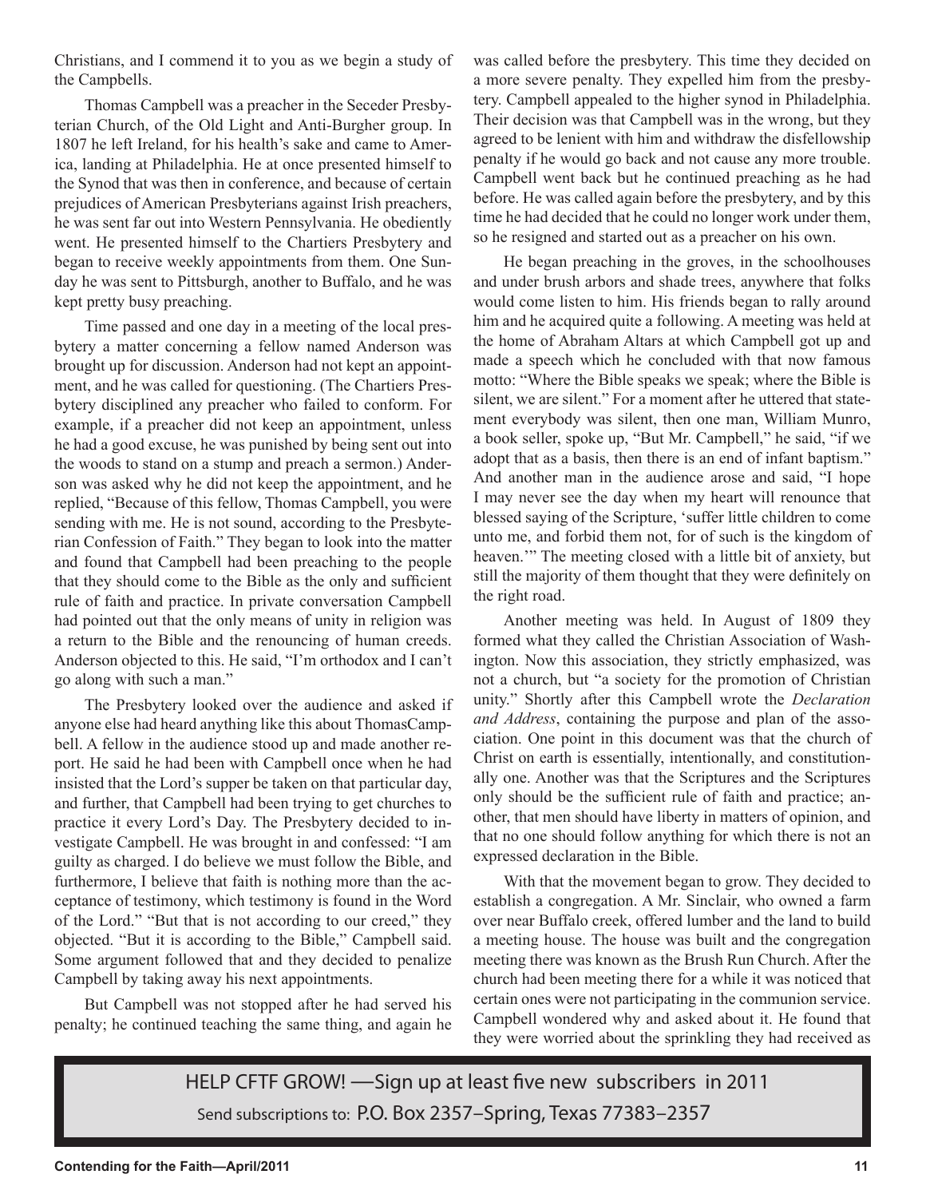Christians, and I commend it to you as we begin a study of the Campbells.

Thomas Campbell was a preacher in the Seceder Presbyterian Church, of the Old Light and Anti-Burgher group. In 1807 he left Ireland, for his health's sake and came to America, landing at Philadelphia. He at once presented himself to the Synod that was then in conference, and because of certain prejudices of American Presbyterians against Irish preachers, he was sent far out into Western Pennsylvania. He obediently went. He presented himself to the Chartiers Presbytery and began to receive weekly appointments from them. One Sunday he was sent to Pittsburgh, another to Buffalo, and he was kept pretty busy preaching.

Time passed and one day in a meeting of the local presbytery a matter concerning a fellow named Anderson was brought up for discussion. Anderson had not kept an appointment, and he was called for questioning. (The Chartiers Presbytery disciplined any preacher who failed to conform. For example, if a preacher did not keep an appointment, unless he had a good excuse, he was punished by being sent out into the woods to stand on a stump and preach a sermon.) Anderson was asked why he did not keep the appointment, and he replied, "Because of this fellow, Thomas Campbell, you were sending with me. He is not sound, according to the Presbyterian Confession of Faith." They began to look into the matter and found that Campbell had been preaching to the people that they should come to the Bible as the only and sufficient rule of faith and practice. In private conversation Campbell had pointed out that the only means of unity in religion was a return to the Bible and the renouncing of human creeds. Anderson objected to this. He said, "I'm orthodox and I can't go along with such a man."

The Presbytery looked over the audience and asked if anyone else had heard anything like this about ThomasCampbell. A fellow in the audience stood up and made another report. He said he had been with Campbell once when he had insisted that the Lord's supper be taken on that particular day, and further, that Campbell had been trying to get churches to practice it every Lord's Day. The Presbytery decided to investigate Campbell. He was brought in and confessed: "I am guilty as charged. I do believe we must follow the Bible, and furthermore, I believe that faith is nothing more than the acceptance of testimony, which testimony is found in the Word of the Lord." "But that is not according to our creed," they objected. "But it is according to the Bible," Campbell said. Some argument followed that and they decided to penalize Campbell by taking away his next appointments.

But Campbell was not stopped after he had served his penalty; he continued teaching the same thing, and again he was called before the presbytery. This time they decided on a more severe penalty. They expelled him from the presbytery. Campbell appealed to the higher synod in Philadelphia. Their decision was that Campbell was in the wrong, but they agreed to be lenient with him and withdraw the disfellowship penalty if he would go back and not cause any more trouble. Campbell went back but he continued preaching as he had before. He was called again before the presbytery, and by this time he had decided that he could no longer work under them, so he resigned and started out as a preacher on his own.

He began preaching in the groves, in the schoolhouses and under brush arbors and shade trees, anywhere that folks would come listen to him. His friends began to rally around him and he acquired quite a following. A meeting was held at the home of Abraham Altars at which Campbell got up and made a speech which he concluded with that now famous motto: "Where the Bible speaks we speak; where the Bible is silent, we are silent." For a moment after he uttered that statement everybody was silent, then one man, William Munro, a book seller, spoke up, "But Mr. Campbell," he said, "if we adopt that as a basis, then there is an end of infant baptism." And another man in the audience arose and said, "I hope I may never see the day when my heart will renounce that blessed saying of the Scripture, 'suffer little children to come unto me, and forbid them not, for of such is the kingdom of heaven.'" The meeting closed with a little bit of anxiety, but still the majority of them thought that they were definitely on the right road.

Another meeting was held. In August of 1809 they formed what they called the Christian Association of Washington. Now this association, they strictly emphasized, was not a church, but "a society for the promotion of Christian unity." Shortly after this Campbell wrote the *Declaration and Address*, containing the purpose and plan of the association. One point in this document was that the church of Christ on earth is essentially, intentionally, and constitutionally one. Another was that the Scriptures and the Scriptures only should be the sufficient rule of faith and practice; another, that men should have liberty in matters of opinion, and that no one should follow anything for which there is not an expressed declaration in the Bible.

With that the movement began to grow. They decided to establish a congregation. A Mr. Sinclair, who owned a farm over near Buffalo creek, offered lumber and the land to build a meeting house. The house was built and the congregation meeting there was known as the Brush Run Church. After the church had been meeting there for a while it was noticed that certain ones were not participating in the communion service. Campbell wondered why and asked about it. He found that they were worried about the sprinkling they had received as

HELP CFTF GROW! —Sign up at least five new subscribers in 2011

Send subscriptions to: P.O. Box 2357–Spring, Texas 77383–2357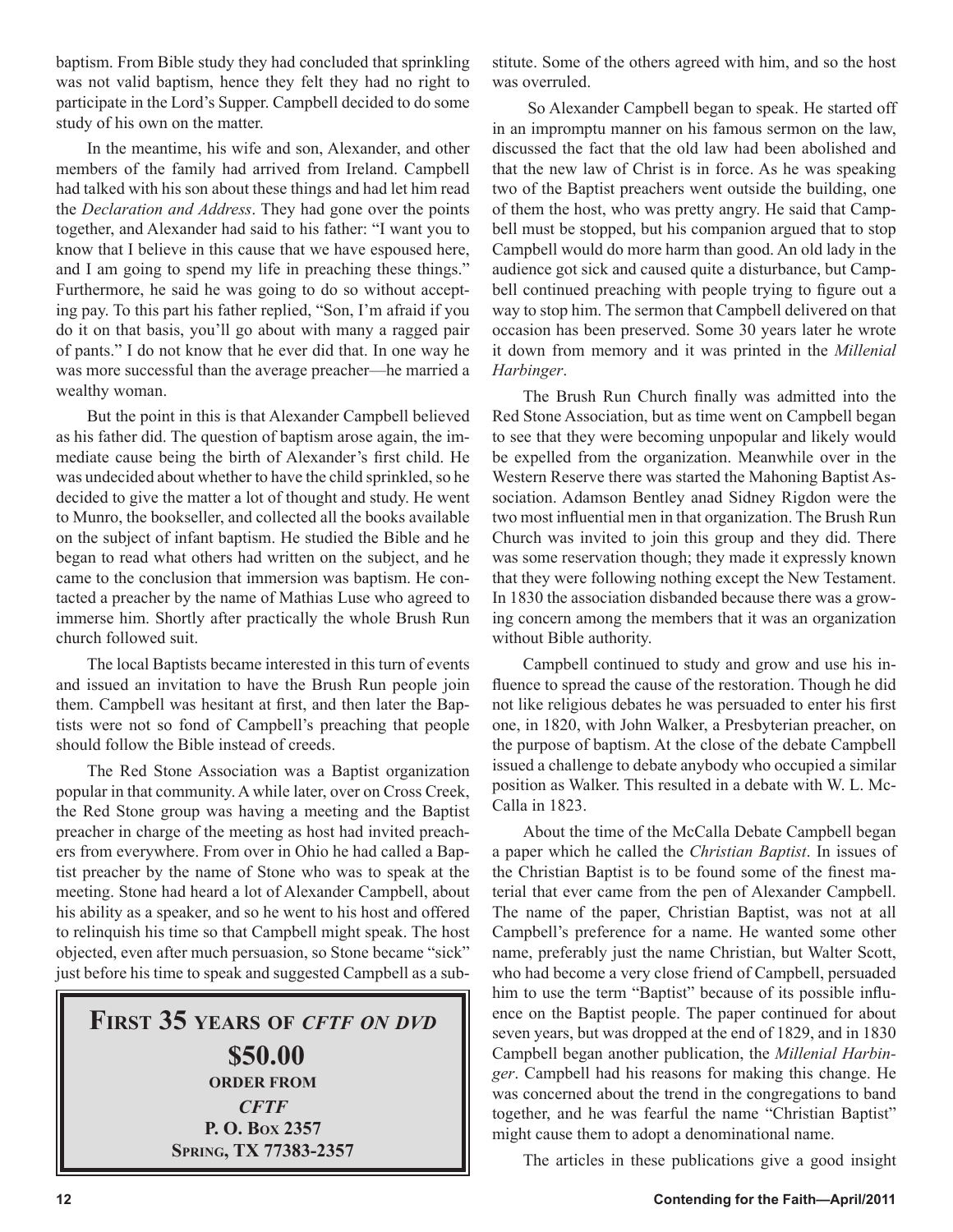baptism. From Bible study they had concluded that sprinkling was not valid baptism, hence they felt they had no right to participate in the Lord's Supper. Campbell decided to do some study of his own on the matter.

In the meantime, his wife and son, Alexander, and other members of the family had arrived from Ireland. Campbell had talked with his son about these things and had let him read the *Declaration and Address*. They had gone over the points together, and Alexander had said to his father: "I want you to know that I believe in this cause that we have espoused here, and I am going to spend my life in preaching these things." Furthermore, he said he was going to do so without accepting pay. To this part his father replied, "Son, I'm afraid if you do it on that basis, you'll go about with many a ragged pair of pants." I do not know that he ever did that. In one way he was more successful than the average preacher—he married a wealthy woman.

But the point in this is that Alexander Campbell believed as his father did. The question of baptism arose again, the immediate cause being the birth of Alexander's first child. He was undecided about whether to have the child sprinkled, so he decided to give the matter a lot of thought and study. He went to Munro, the bookseller, and collected all the books available on the subject of infant baptism. He studied the Bible and he began to read what others had written on the subject, and he came to the conclusion that immersion was baptism. He contacted a preacher by the name of Mathias Luse who agreed to immerse him. Shortly after practically the whole Brush Run church followed suit.

The local Baptists became interested in this turn of events and issued an invitation to have the Brush Run people join them. Campbell was hesitant at first, and then later the Baptists were not so fond of Campbell's preaching that people should follow the Bible instead of creeds.

The Red Stone Association was a Baptist organization popular in that community. A while later, over on Cross Creek, the Red Stone group was having a meeting and the Baptist preacher in charge of the meeting as host had invited preachers from everywhere. From over in Ohio he had called a Baptist preacher by the name of Stone who was to speak at the meeting. Stone had heard a lot of Alexander Campbell, about his ability as a speaker, and so he went to his host and offered to relinquish his time so that Campbell might speak. The host objected, even after much persuasion, so Stone became "sick" just before his time to speak and suggested Campbell as a substitute. Some of the others agreed with him, and so the host was overruled.

So Alexander Campbell began to speak. He started off in an impromptu manner on his famous sermon on the law, discussed the fact that the old law had been abolished and that the new law of Christ is in force. As he was speaking two of the Baptist preachers went outside the building, one of them the host, who was pretty angry. He said that Campbell must be stopped, but his companion argued that to stop Campbell would do more harm than good. An old lady in the audience got sick and caused quite a disturbance, but Campbell continued preaching with people trying to figure out a way to stop him. The sermon that Campbell delivered on that occasion has been preserved. Some 30 years later he wrote it down from memory and it was printed in the *Millenial Harbinger*.

The Brush Run Church finally was admitted into the Red Stone Association, but as time went on Campbell began to see that they were becoming unpopular and likely would be expelled from the organization. Meanwhile over in the Western Reserve there was started the Mahoning Baptist Association. Adamson Bentley anad Sidney Rigdon were the two most influential men in that organization. The Brush Run Church was invited to join this group and they did. There was some reservation though; they made it expressly known that they were following nothing except the New Testament. In 1830 the association disbanded because there was a growing concern among the members that it was an organization without Bible authority.

Campbell continued to study and grow and use his influence to spread the cause of the restoration. Though he did not like religious debates he was persuaded to enter his first one, in 1820, with John Walker, a Presbyterian preacher, on the purpose of baptism. At the close of the debate Campbell issued a challenge to debate anybody who occupied a similar position as Walker. This resulted in a debate with W. L. McCalla in 1823.

About the time of the McCalla Debate Campbell began a paper which he called the *Christian Baptist*. In issues of the Christian Baptist is to be found some of the finest material that ever came from the pen of Alexander Campbell. The name of the paper, Christian Baptist, was not at all Campbell's preference for a name. He wanted some other name, preferably just the name Christian, but Walter Scott, who had become a very close friend of Campbell, persuaded him to use the term "Baptist" because of its possible influence on the Baptist people. The paper continued for about seven years, but was dropped at the end of 1829, and in 1830 Campbell began another publication, the *Millenial Harbinger*. Campbell had his reasons for making this change. He was concerned about the trend in the congregations to band together, and he was fearful the name "Christian Baptist" might cause them to adopt a denominational name.

The articles in these publications give a good insight

**FIRST 35 YEARS OF *CFTF ON DVD***
**$50.00**
**ORDER FROM**
***CFTF***
**P. O. BOX 2357**
**SPRING, TX 77383-2357**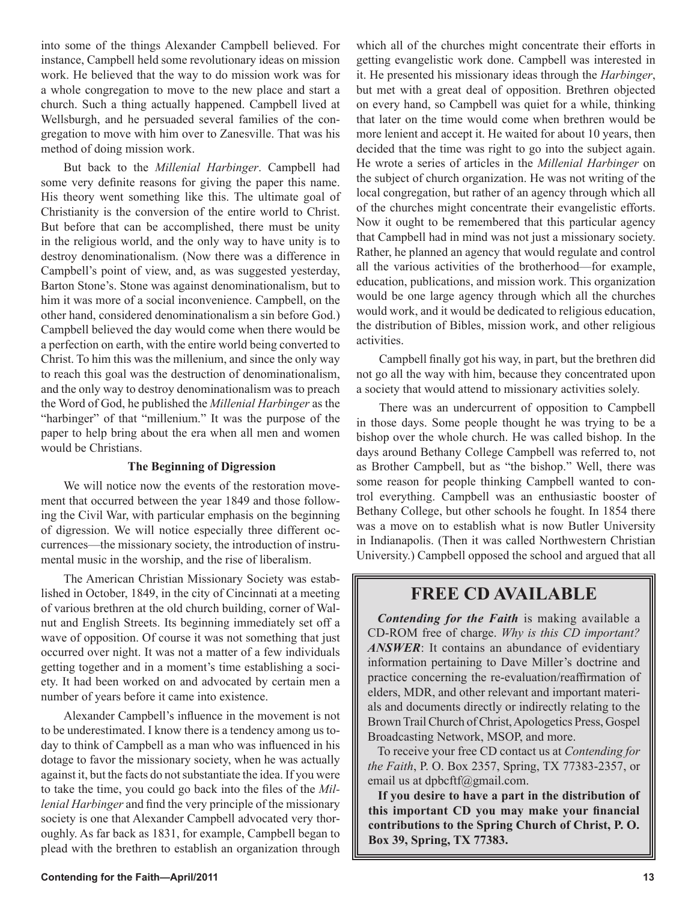into some of the things Alexander Campbell believed. For instance, Campbell held some revolutionary ideas on mission work. He believed that the way to do mission work was for a whole congregation to move to the new place and start a church. Such a thing actually happened. Campbell lived at Wellsburgh, and he persuaded several families of the congregation to move with him over to Zanesville. That was his method of doing mission work.

But back to the *Millenial Harbinger*. Campbell had some very definite reasons for giving the paper this name. His theory went something like this. The ultimate goal of Christianity is the conversion of the entire world to Christ. But before that can be accomplished, there must be unity in the religious world, and the only way to have unity is to destroy denominationalism. (Now there was a difference in Campbell's point of view, and, as was suggested yesterday, Barton Stone's. Stone was against denominationalism, but to him it was more of a social inconvenience. Campbell, on the other hand, considered denominationalism a sin before God.) Campbell believed the day would come when there would be a perfection on earth, with the entire world being converted to Christ. To him this was the millenium, and since the only way to reach this goal was the destruction of denominationalism, and the only way to destroy denominationalism was to preach the Word of God, he published the *Millenial Harbinger* as the "harbinger" of that "millenium." It was the purpose of the paper to help bring about the era when all men and women would be Christians.

**The Beginning of Digression**

We will notice now the events of the restoration movement that occurred between the year 1849 and those following the Civil War, with particular emphasis on the beginning of digression. We will notice especially three different occurrences—the missionary society, the introduction of instrumental music in the worship, and the rise of liberalism.

The American Christian Missionary Society was established in October, 1849, in the city of Cincinnati at a meeting of various brethren at the old church building, corner of Walnut and English Streets. Its beginning immediately set off a wave of opposition. Of course it was not something that just occurred over night. It was not a matter of a few individuals getting together and in a moment's time establishing a society. It had been worked on and advocated by certain men a number of years before it came into existence.

Alexander Campbell's influence in the movement is not to be underestimated. I know there is a tendency among us today to think of Campbell as a man who was influenced in his dotage to favor the missionary society, when he was actually against it, but the facts do not substantiate the idea. If you were to take the time, you could go back into the files of the *Millenial Harbinger* and find the very principle of the missionary society is one that Alexander Campbell advocated very thoroughly. As far back as 1831, for example, Campbell began to plead with the brethren to establish an organization through which all of the churches might concentrate their efforts in getting evangelistic work done. Campbell was interested in it. He presented his missionary ideas through the *Harbinger*, but met with a great deal of opposition. Brethren objected on every hand, so Campbell was quiet for a while, thinking that later on the time would come when brethren would be more lenient and accept it. He waited for about 10 years, then decided that the time was right to go into the subject again. He wrote a series of articles in the *Millenial Harbinger* on the subject of church organization. He was not writing of the local congregation, but rather of an agency through which all of the churches might concentrate their evangelistic efforts. Now it ought to be remembered that this particular agency that Campbell had in mind was not just a missionary society. Rather, he planned an agency that would regulate and control all the various activities of the brotherhood—for example, education, publications, and mission work. This organization would be one large agency through which all the churches would work, and it would be dedicated to religious education, the distribution of Bibles, mission work, and other religious activities.

Campbell finally got his way, in part, but the brethren did not go all the way with him, because they concentrated upon a society that would attend to missionary activities solely.

There was an undercurrent of opposition to Campbell in those days. Some people thought he was trying to be a bishop over the whole church. He was called bishop. In the days around Bethany College Campbell was referred to, not as Brother Campbell, but as "the bishop." Well, there was some reason for people thinking Campbell wanted to control everything. Campbell was an enthusiastic booster of Bethany College, but other schools he fought. In 1854 there was a move on to establish what is now Butler University in Indianapolis. (Then it was called Northwestern Christian University.) Campbell opposed the school and argued that all

## FREE CD AVAILABLE

***Contending for the Faith*** is making available a CD-ROM free of charge. *Why is this CD important?* ***ANSWER***: It contains an abundance of evidentiary information pertaining to Dave Miller's doctrine and practice concerning the re-evaluation/reaffirmation of elders, MDR, and other relevant and important materials and documents directly or indirectly relating to the Brown Trail Church of Christ, Apologetics Press, Gospel Broadcasting Network, MSOP, and more.

To receive your free CD contact us at *Contending for the Faith*, P. O. Box 2357, Spring, TX 77383-2357, or email us at dpbcftf@gmail.com.

**If you desire to have a part in the distribution of this important CD you may make your financial contributions to the Spring Church of Christ, P. O. Box 39, Spring, TX 77383.**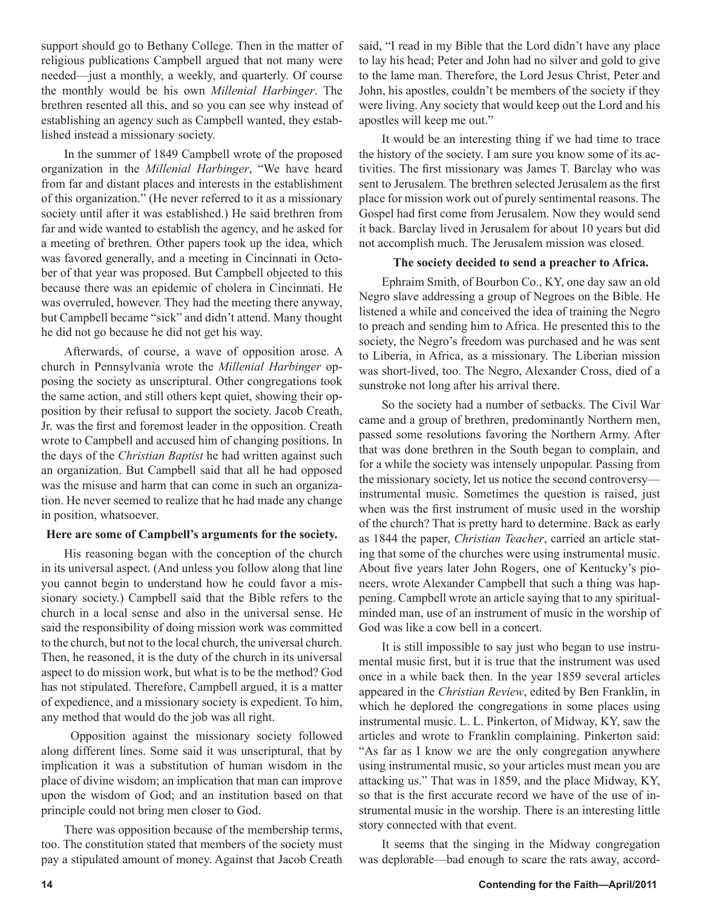support should go to Bethany College. Then in the matter of religious publications Campbell argued that not many were needed—just a monthly, a weekly, and quarterly. Of course the monthly would be his own *Millenial Harbinger*. The brethren resented all this, and so you can see why instead of establishing an agency such as Campbell wanted, they established instead a missionary society.

In the summer of 1849 Campbell wrote of the proposed organization in the *Millenial Harbinger*, "We have heard from far and distant places and interests in the establishment of this organization." (He never referred to it as a missionary society until after it was established.) He said brethren from far and wide wanted to establish the agency, and he asked for a meeting of brethren. Other papers took up the idea, which was favored generally, and a meeting in Cincinnati in October of that year was proposed. But Campbell objected to this because there was an epidemic of cholera in Cincinnati. He was overruled, however. They had the meeting there anyway, but Campbell became "sick" and didn't attend. Many thought he did not go because he did not get his way.

Afterwards, of course, a wave of opposition arose. A church in Pennsylvania wrote the *Millenial Harbinger* opposing the society as unscriptural. Other congregations took the same action, and still others kept quiet, showing their opposition by their refusal to support the society. Jacob Creath, Jr. was the first and foremost leader in the opposition. Creath wrote to Campbell and accused him of changing positions. In the days of the *Christian Baptist* he had written against such an organization. But Campbell said that all he had opposed was the misuse and harm that can come in such an organization. He never seemed to realize that he had made any change in position, whatsoever.

**Here are some of Campbell's arguments for the society.**

His reasoning began with the conception of the church in its universal aspect. (And unless you follow along that line you cannot begin to understand how he could favor a missionary society.) Campbell said that the Bible refers to the church in a local sense and also in the universal sense. He said the responsibility of doing mission work was committed to the church, but not to the local church, the universal church. Then, he reasoned, it is the duty of the church in its universal aspect to do mission work, but what is to be the method? God has not stipulated. Therefore, Campbell argued, it is a matter of expedience, and a missionary society is expedient. To him, any method that would do the job was all right.

Opposition against the missionary society followed along different lines. Some said it was unscriptural, that by implication it was a substitution of human wisdom in the place of divine wisdom; an implication that man can improve upon the wisdom of God; and an institution based on that principle could not bring men closer to God.

There was opposition because of the membership terms, too. The constitution stated that members of the society must pay a stipulated amount of money. Against that Jacob Creath said, "I read in my Bible that the Lord didn't have any place to lay his head; Peter and John had no silver and gold to give to the lame man. Therefore, the Lord Jesus Christ, Peter and John, his apostles, couldn't be members of the society if they were living. Any society that would keep out the Lord and his apostles will keep me out."

It would be an interesting thing if we had time to trace the history of the society. I am sure you know some of its activities. The first missionary was James T. Barclay who was sent to Jerusalem. The brethren selected Jerusalem as the first place for mission work out of purely sentimental reasons. The Gospel had first come from Jerusalem. Now they would send it back. Barclay lived in Jerusalem for about 10 years but did not accomplish much. The Jerusalem mission was closed.

**The society decided to send a preacher to Africa.**

Ephraim Smith, of Bourbon Co., KY, one day saw an old Negro slave addressing a group of Negroes on the Bible. He listened a while and conceived the idea of training the Negro to preach and sending him to Africa. He presented this to the society, the Negro's freedom was purchased and he was sent to Liberia, in Africa, as a missionary. The Liberian mission was short-lived, too. The Negro, Alexander Cross, died of a sunstroke not long after his arrival there.

So the society had a number of setbacks. The Civil War came and a group of brethren, predominantly Northern men, passed some resolutions favoring the Northern Army. After that was done brethren in the South began to complain, and for a while the society was intensely unpopular. Passing from the missionary society, let us notice the second controversy—instrumental music. Sometimes the question is raised, just when was the first instrument of music used in the worship of the church? That is pretty hard to determine. Back as early as 1844 the paper, *Christian Teacher*, carried an article stating that some of the churches were using instrumental music. About five years later John Rogers, one of Kentucky's pioneers, wrote Alexander Campbell that such a thing was happening. Campbell wrote an article saying that to any spiritual-minded man, use of an instrument of music in the worship of God was like a cow bell in a concert.

It is still impossible to say just who began to use instrumental music first, but it is true that the instrument was used once in a while back then. In the year 1859 several articles appeared in the *Christian Review*, edited by Ben Franklin, in which he deplored the congregations in some places using instrumental music. L. L. Pinkerton, of Midway, KY, saw the articles and wrote to Franklin complaining. Pinkerton said: "As far as I know we are the only congregation anywhere using instrumental music, so your articles must mean you are attacking us." That was in 1859, and the place Midway, KY, so that is the first accurate record we have of the use of instrumental music in the worship. There is an interesting little story connected with that event.

It seems that the singing in the Midway congregation was deplorable—bad enough to scare the rats away, accord-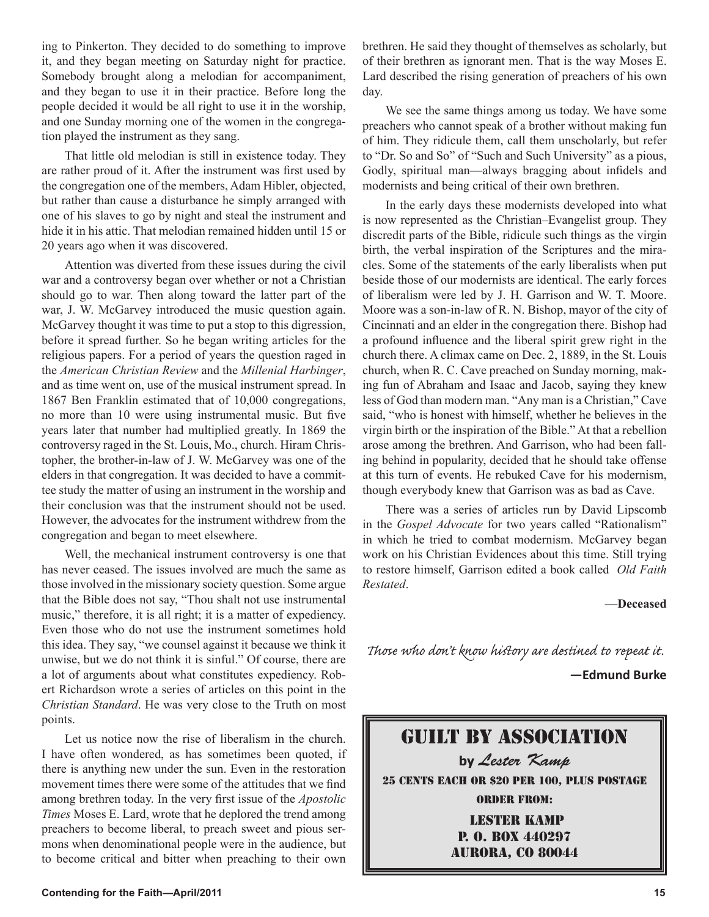ing to Pinkerton. They decided to do something to improve it, and they began meeting on Saturday night for practice. Somebody brought along a melodian for accompaniment, and they began to use it in their practice. Before long the people decided it would be all right to use it in the worship, and one Sunday morning one of the women in the congregation played the instrument as they sang.

That little old melodian is still in existence today. They are rather proud of it. After the instrument was first used by the congregation one of the members, Adam Hibler, objected, but rather than cause a disturbance he simply arranged with one of his slaves to go by night and steal the instrument and hide it in his attic. That melodian remained hidden until 15 or 20 years ago when it was discovered.

Attention was diverted from these issues during the civil war and a controversy began over whether or not a Christian should go to war. Then along toward the latter part of the war, J. W. McGarvey introduced the music question again. McGarvey thought it was time to put a stop to this digression, before it spread further. So he began writing articles for the religious papers. For a period of years the question raged in the *American Christian Review* and the *Millenial Harbinger*, and as time went on, use of the musical instrument spread. In 1867 Ben Franklin estimated that of 10,000 congregations, no more than 10 were using instrumental music. But five years later that number had multiplied greatly. In 1869 the controversy raged in the St. Louis, Mo., church. Hiram Christopher, the brother-in-law of J. W. McGarvey was one of the elders in that congregation. It was decided to have a committee study the matter of using an instrument in the worship and their conclusion was that the instrument should not be used. However, the advocates for the instrument withdrew from the congregation and began to meet elsewhere.

Well, the mechanical instrument controversy is one that has never ceased. The issues involved are much the same as those involved in the missionary society question. Some argue that the Bible does not say, "Thou shalt not use instrumental music," therefore, it is all right; it is a matter of expediency. Even those who do not use the instrument sometimes hold this idea. They say, "we counsel against it because we think it unwise, but we do not think it is sinful." Of course, there are a lot of arguments about what constitutes expediency. Robert Richardson wrote a series of articles on this point in the *Christian Standard*. He was very close to the Truth on most points.

Let us notice now the rise of liberalism in the church. I have often wondered, as has sometimes been quoted, if there is anything new under the sun. Even in the restoration movement times there were some of the attitudes that we find among brethren today. In the very first issue of the *Apostolic Times* Moses E. Lard, wrote that he deplored the trend among preachers to become liberal, to preach sweet and pious sermons when denominational people were in the audience, but to become critical and bitter when preaching to their own brethren. He said they thought of themselves as scholarly, but of their brethren as ignorant men. That is the way Moses E. Lard described the rising generation of preachers of his own day.

We see the same things among us today. We have some preachers who cannot speak of a brother without making fun of him. They ridicule them, call them unscholarly, but refer to "Dr. So and So" of "Such and Such University" as a pious, Godly, spiritual man—always bragging about infidels and modernists and being critical of their own brethren.

In the early days these modernists developed into what is now represented as the Christian–Evangelist group. They discredit parts of the Bible, ridicule such things as the virgin birth, the verbal inspiration of the Scriptures and the miracles. Some of the statements of the early liberalists when put beside those of our modernists are identical. The early forces of liberalism were led by J. H. Garrison and W. T. Moore. Moore was a son-in-law of R. N. Bishop, mayor of the city of Cincinnati and an elder in the congregation there. Bishop had a profound influence and the liberal spirit grew right in the church there. A climax came on Dec. 2, 1889, in the St. Louis church, when R. C. Cave preached on Sunday morning, making fun of Abraham and Isaac and Jacob, saying they knew less of God than modern man. "Any man is a Christian," Cave said, "who is honest with himself, whether he believes in the virgin birth or the inspiration of the Bible." At that a rebellion arose among the brethren. And Garrison, who had been falling behind in popularity, decided that he should take offense at this turn of events. He rebuked Cave for his modernism, though everybody knew that Garrison was as bad as Cave.

There was a series of articles run by David Lipscomb in the *Gospel Advocate* for two years called "Rationalism" in which he tried to combat modernism. McGarvey began work on his Christian Evidences about this time. Still trying to restore himself, Garrison edited a book called *Old Faith Restated*.

**—Deceased**

*Those who don't know history are destined to repeat it.*

**—Edmund Burke**

## GUILT BY ASSOCIATION

**by** *Lester Kamp*

25 CENTS EACH OR $20 PER 100, PLUS POSTAGE

ORDER FROM:

LESTER KAMP
P. O. BOX 440297
AURORA, CO 80044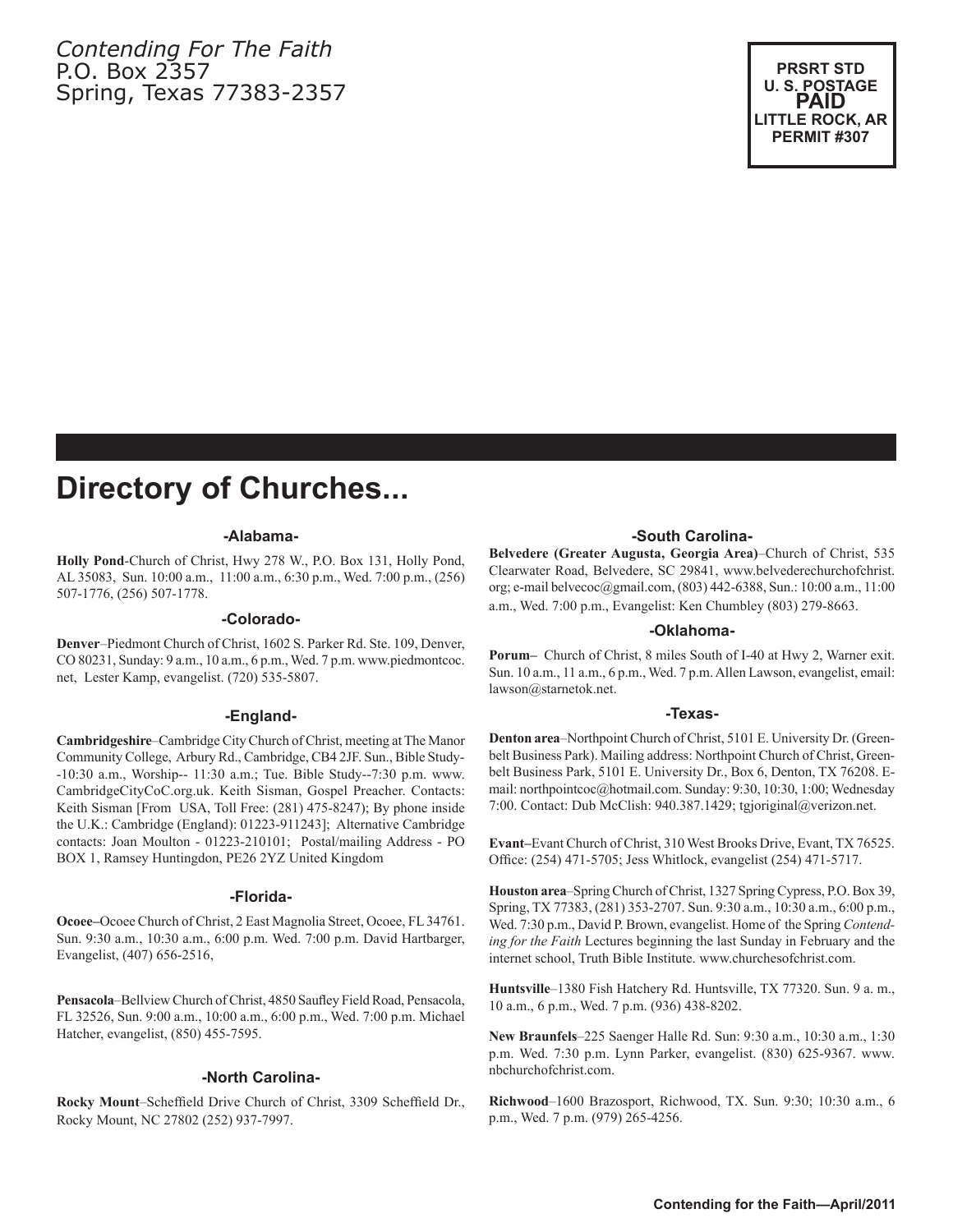*Contending For The Faith*
P.O. Box 2357
Spring, Texas 77383-2357

PRSRT STD
U. S. POSTAGE
**PAID**
LITTLE ROCK, AR
PERMIT #307

# Directory of Churches...

### -Alabama-

**Holly Pond**-Church of Christ, Hwy 278 W., P.O. Box 131, Holly Pond, AL 35083, Sun. 10:00 a.m., 11:00 a.m., 6:30 p.m., Wed. 7:00 p.m., (256) 507-1776, (256) 507-1778.

### -Colorado-

**Denver**–Piedmont Church of Christ, 1602 S. Parker Rd. Ste. 109, Denver, CO 80231, Sunday: 9 a.m., 10 a.m., 6 p.m., Wed. 7 p.m. www.piedmontcoc.net, Lester Kamp, evangelist. (720) 535-5807.

### -England-

**Cambridgeshire**–Cambridge City Church of Christ, meeting at The Manor Community College, Arbury Rd., Cambridge, CB4 2JF. Sun., Bible Study--10:30 a.m., Worship-- 11:30 a.m.; Tue. Bible Study--7:30 p.m. www.CambridgeCityCoC.org.uk. Keith Sisman, Gospel Preacher. Contacts: Keith Sisman [From USA, Toll Free: (281) 475-8247); By phone inside the U.K.: Cambridge (England): 01223-911243]; Alternative Cambridge contacts: Joan Moulton - 01223-210101; Postal/mailing Address - PO BOX 1, Ramsey Huntingdon, PE26 2YZ United Kingdom

### -Florida-

**Ocoee**–Ocoee Church of Christ, 2 East Magnolia Street, Ocoee, FL 34761. Sun. 9:30 a.m., 10:30 a.m., 6:00 p.m. Wed. 7:00 p.m. David Hartbarger, Evangelist, (407) 656-2516,

**Pensacola**–Bellview Church of Christ, 4850 Saufley Field Road, Pensacola, FL 32526, Sun. 9:00 a.m., 10:00 a.m., 6:00 p.m., Wed. 7:00 p.m. Michael Hatcher, evangelist, (850) 455-7595.

### -North Carolina-

**Rocky Mount**–Scheffield Drive Church of Christ, 3309 Scheffield Dr., Rocky Mount, NC 27802 (252) 937-7997.

### -South Carolina-

**Belvedere (Greater Augusta, Georgia Area)**–Church of Christ, 535 Clearwater Road, Belvedere, SC 29841, www.belvederechurchofchrist.org; e-mail belvecoc@gmail.com, (803) 442-6388, Sun.: 10:00 a.m., 11:00 a.m., Wed. 7:00 p.m., Evangelist: Ken Chumbley (803) 279-8663.

### -Oklahoma-

**Porum**– Church of Christ, 8 miles South of I-40 at Hwy 2, Warner exit. Sun. 10 a.m., 11 a.m., 6 p.m., Wed. 7 p.m. Allen Lawson, evangelist, email: lawson@starnetok.net.

### -Texas-

**Denton area**–Northpoint Church of Christ, 5101 E. University Dr. (Greenbelt Business Park). Mailing address: Northpoint Church of Christ, Greenbelt Business Park, 5101 E. University Dr., Box 6, Denton, TX 76208. E-mail: northpointcoc@hotmail.com. Sunday: 9:30, 10:30, 1:00; Wednesday 7:00. Contact: Dub McClish: 940.387.1429; tgjoriginal@verizon.net.

**Evant**–Evant Church of Christ, 310 West Brooks Drive, Evant, TX 76525. Office: (254) 471-5705; Jess Whitlock, evangelist (254) 471-5717.

**Houston area**–Spring Church of Christ, 1327 Spring Cypress, P.O. Box 39, Spring, TX 77383, (281) 353-2707. Sun. 9:30 a.m., 10:30 a.m., 6:00 p.m., Wed. 7:30 p.m., David P. Brown, evangelist. Home of the Spring *Contending for the Faith* Lectures beginning the last Sunday in February and the internet school, Truth Bible Institute. www.churchesofchrist.com.

**Huntsville**–1380 Fish Hatchery Rd. Huntsville, TX 77320. Sun. 9 a. m., 10 a.m., 6 p.m., Wed. 7 p.m. (936) 438-8202.

**New Braunfels**–225 Saenger Halle Rd. Sun: 9:30 a.m., 10:30 a.m., 1:30 p.m. Wed. 7:30 p.m. Lynn Parker, evangelist. (830) 625-9367. www.nbchurchofchrist.com.

**Richwood**–1600 Brazosport, Richwood, TX. Sun. 9:30; 10:30 a.m., 6 p.m., Wed. 7 p.m. (979) 265-4256.